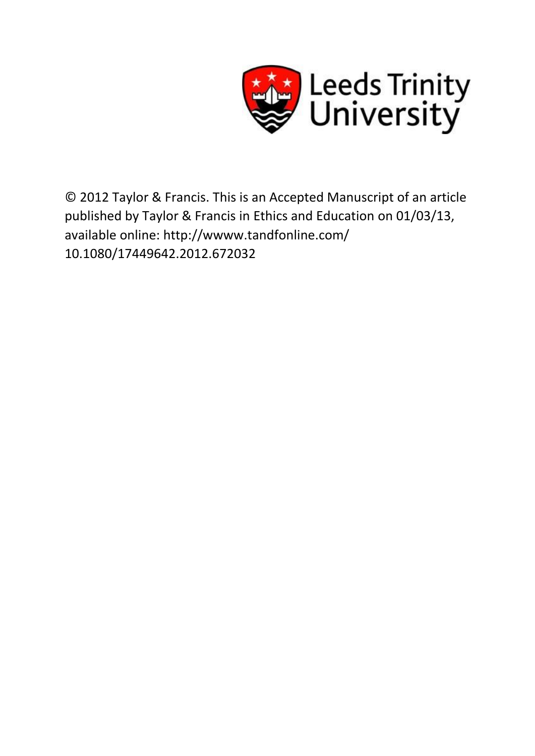Leeds Trinity University

© 2012 Taylor & Francis. This is an Accepted Manuscript of an article published by Taylor & Francis in Ethics and Education on 01/03/13, available online: http://wwww.tandfonline.com/ 10.1080/17449642.2012.672032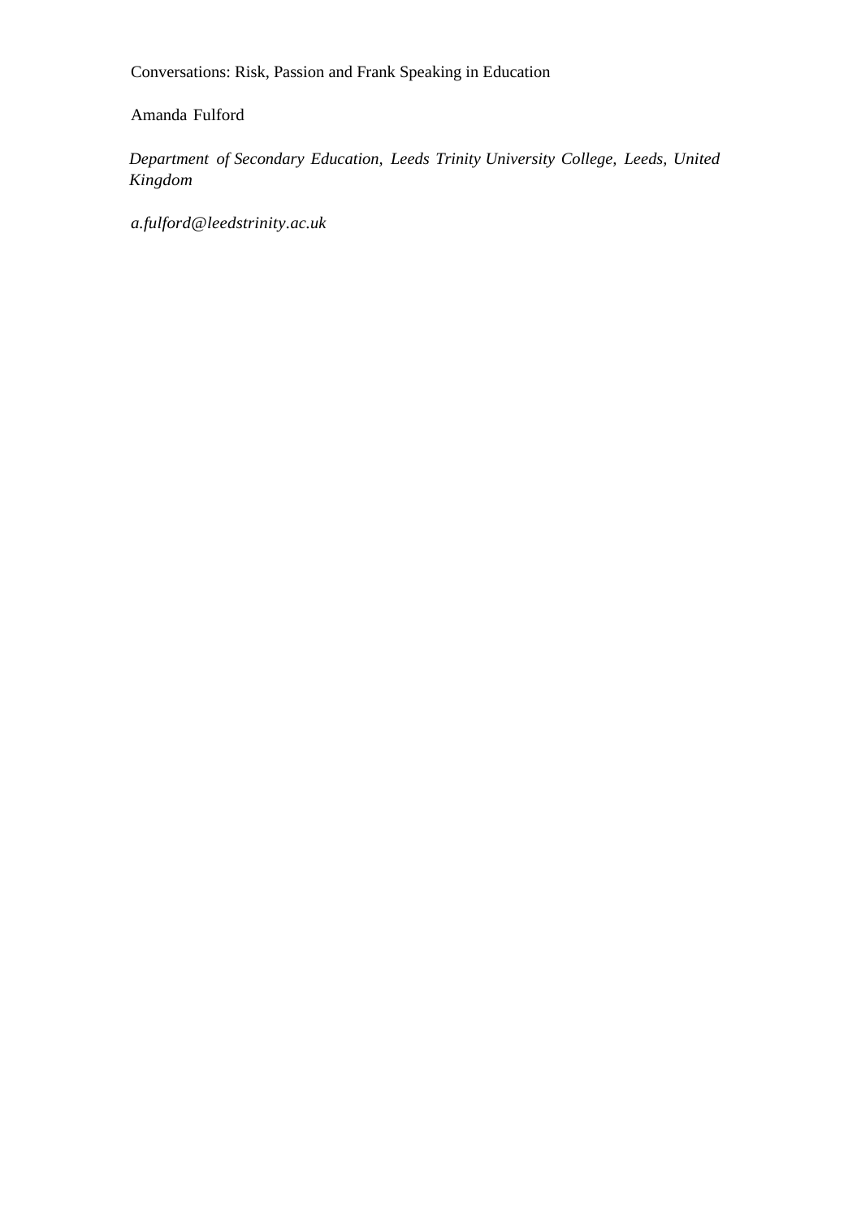Conversations: Risk, Passion and Frank Speaking in Education

Amanda Fulford

*Department of Secondary Education, Leeds Trinity University College, Leeds, United Kingdom*

*a.fulford@leedstrinity.ac.uk*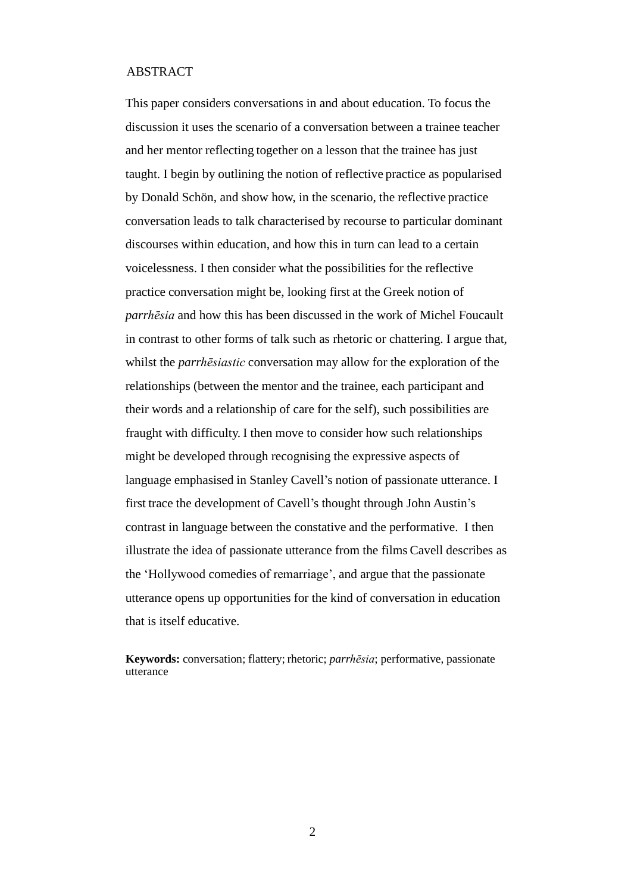## ABSTRACT

This paper considers conversations in and about education. To focus the discussion it uses the scenario of a conversation between a trainee teacher and her mentor reflecting together on a lesson that the trainee has just taught. I begin by outlining the notion of reflective practice as popularised by Donald Schön, and show how, in the scenario, the reflective practice conversation leads to talk characterised by recourse to particular dominant discourses within education, and how this in turn can lead to a certain voicelessness. I then consider what the possibilities for the reflective practice conversation might be, looking first at the Greek notion of *parrhēsia* and how this has been discussed in the work of Michel Foucault in contrast to other forms of talk such as rhetoric or chattering. I argue that, whilst the *parrhēsiastic* conversation may allow for the exploration of the relationships (between the mentor and the trainee, each participant and their words and a relationship of care for the self), such possibilities are fraught with difficulty. I then move to consider how such relationships might be developed through recognising the expressive aspects of language emphasised in Stanley Cavell's notion of passionate utterance. I first trace the development of Cavell's thought through John Austin's contrast in language between the constative and the performative. I then illustrate the idea of passionate utterance from the films Cavell describes as the 'Hollywood comedies of remarriage', and argue that the passionate utterance opens up opportunities for the kind of conversation in education that is itself educative.

**Keywords:** conversation; flattery; rhetoric; *parrhēsia*; performative, passionate utterance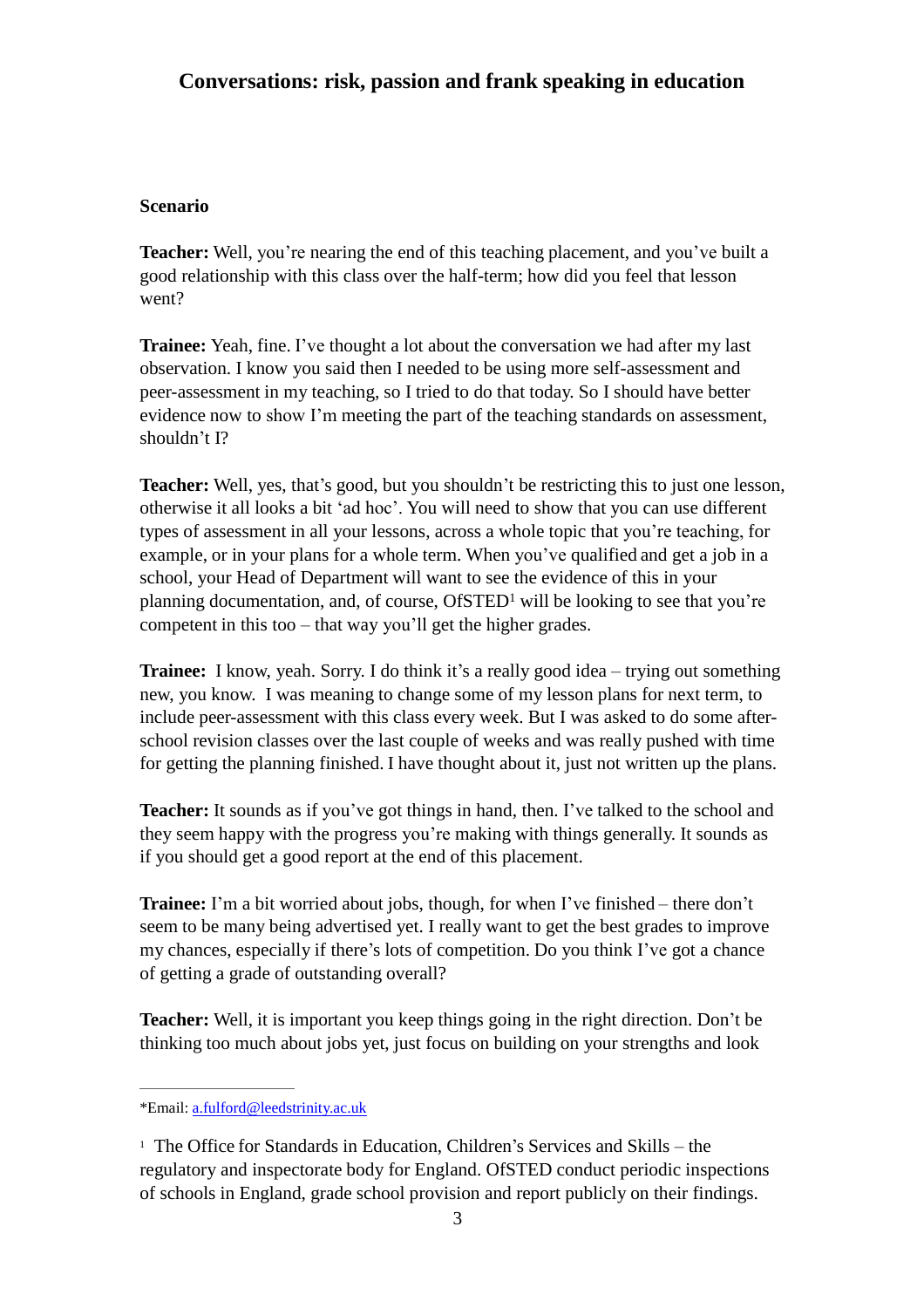## Conversations: risk, passion and frank speaking in education

**Scenario**

**Teacher:** Well, you're nearing the end of this teaching placement, and you've built a good relationship with this class over the half-term; how did you feel that lesson went?

**Trainee:** Yeah, fine. I've thought a lot about the conversation we had after my last observation. I know you said then I needed to be using more self-assessment and peer-assessment in my teaching, so I tried to do that today. So I should have better evidence now to show I'm meeting the part of the teaching standards on assessment, shouldn't I?

**Teacher:** Well, yes, that's good, but you shouldn't be restricting this to just one lesson, otherwise it all looks a bit 'ad hoc'. You will need to show that you can use different types of assessment in all your lessons, across a whole topic that you're teaching, for example, or in your plans for a whole term. When you've qualified and get a job in a school, your Head of Department will want to see the evidence of this in your planning documentation, and, of course, OfSTED[1] will be looking to see that you're competent in this too – that way you'll get the higher grades.

**Trainee:** I know, yeah. Sorry. I do think it's a really good idea – trying out something new, you know. I was meaning to change some of my lesson plans for next term, to include peer-assessment with this class every week. But I was asked to do some after-school revision classes over the last couple of weeks and was really pushed with time for getting the planning finished. I have thought about it, just not written up the plans.

**Teacher:** It sounds as if you've got things in hand, then. I've talked to the school and they seem happy with the progress you're making with things generally. It sounds as if you should get a good report at the end of this placement.

**Trainee:** I'm a bit worried about jobs, though, for when I've finished – there don't seem to be many being advertised yet. I really want to get the best grades to improve my chances, especially if there's lots of competition. Do you think I've got a chance of getting a grade of outstanding overall?

**Teacher:** Well, it is important you keep things going in the right direction. Don't be thinking too much about jobs yet, just focus on building on your strengths and look

---

*Email: a.fulford@leedstrinity.ac.uk

[1] The Office for Standards in Education, Children's Services and Skills – the regulatory and inspectorate body for England. OfSTED conduct periodic inspections of schools in England, grade school provision and report publicly on their findings.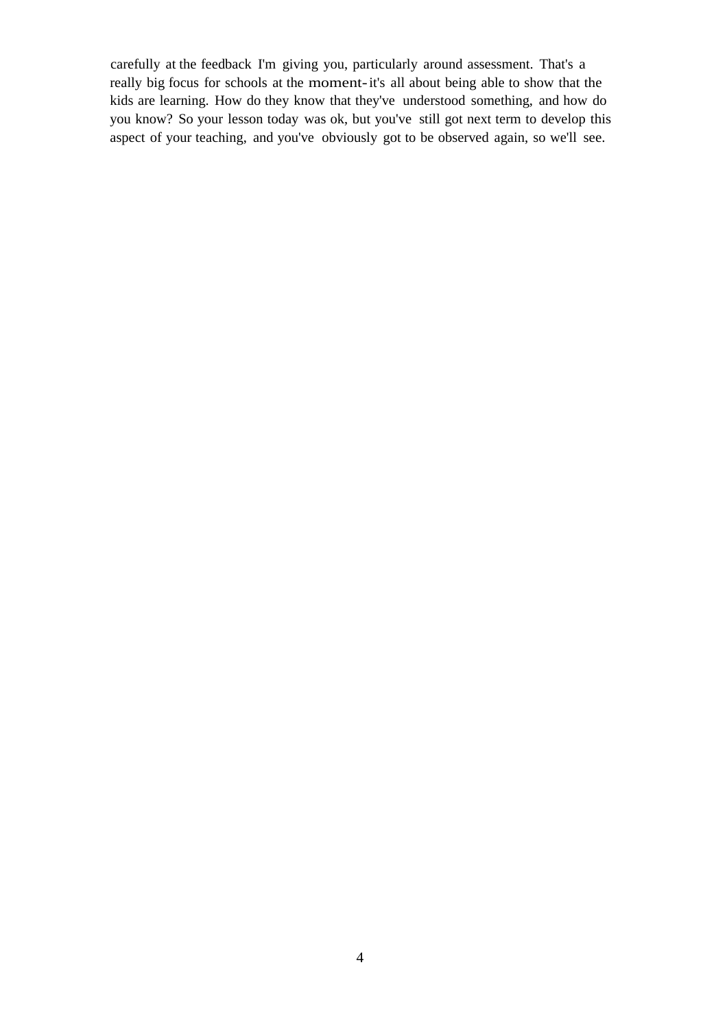carefully at the feedback I'm giving you, particularly around assessment. That's a really big focus for schools at the moment- it's all about being able to show that the kids are learning. How do they know that they've understood something, and how do you know? So your lesson today was ok, but you've still got next term to develop this aspect of your teaching, and you've obviously got to be observed again, so we'll see.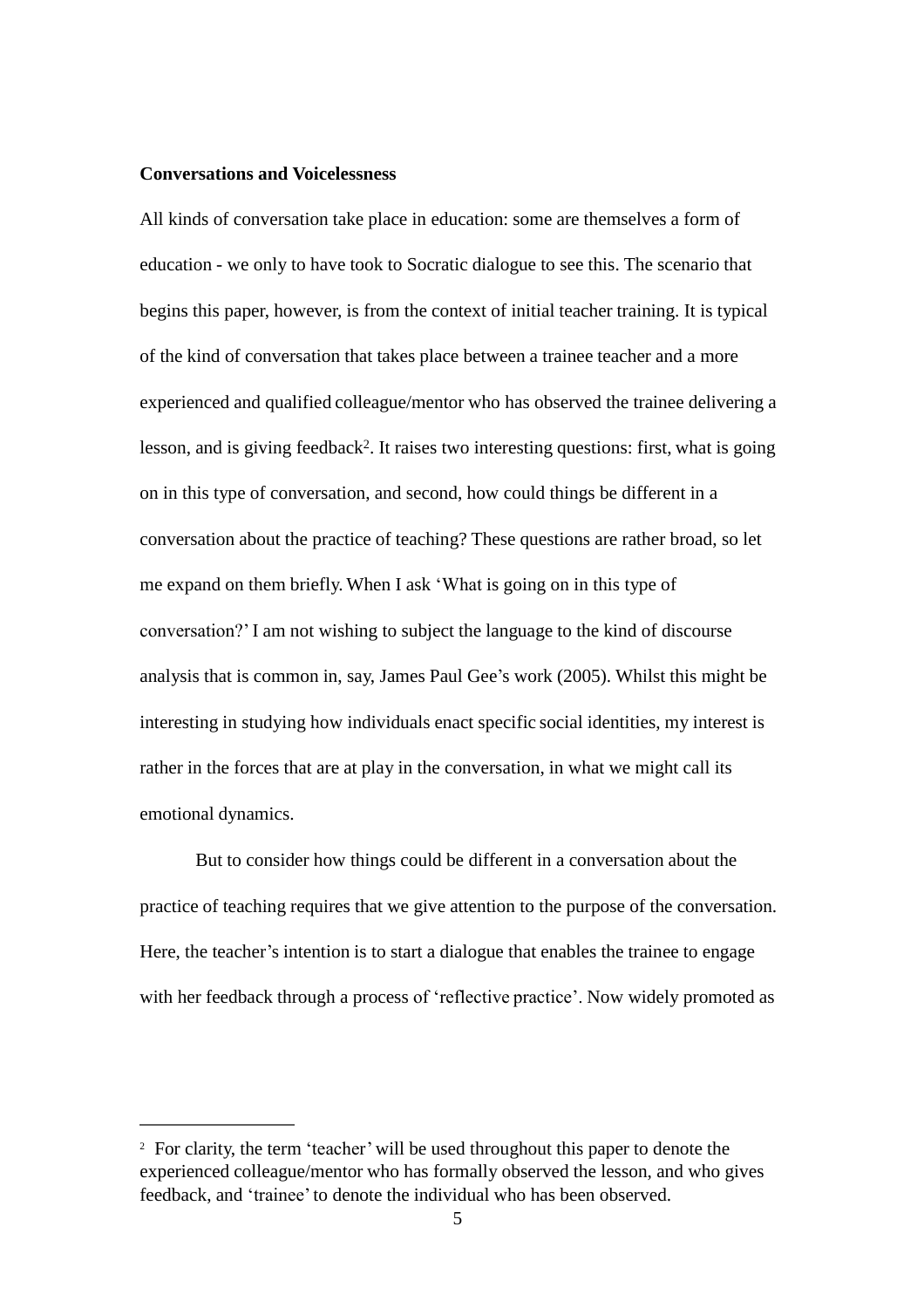**Conversations and Voicelessness**

All kinds of conversation take place in education: some are themselves a form of education - we only to have took to Socratic dialogue to see this. The scenario that begins this paper, however, is from the context of initial teacher training. It is typical of the kind of conversation that takes place between a trainee teacher and a more experienced and qualified colleague/mentor who has observed the trainee delivering a lesson, and is giving feedback[2]. It raises two interesting questions: first, what is going on in this type of conversation, and second, how could things be different in a conversation about the practice of teaching? These questions are rather broad, so let me expand on them briefly. When I ask 'What is going on in this type of conversation?' I am not wishing to subject the language to the kind of discourse analysis that is common in, say, James Paul Gee's work (2005). Whilst this might be interesting in studying how individuals enact specific social identities, my interest is rather in the forces that are at play in the conversation, in what we might call its emotional dynamics.

But to consider how things could be different in a conversation about the practice of teaching requires that we give attention to the purpose of the conversation. Here, the teacher's intention is to start a dialogue that enables the trainee to engage with her feedback through a process of 'reflective practice'. Now widely promoted as

---

[2] For clarity, the term 'teacher' will be used throughout this paper to denote the experienced colleague/mentor who has formally observed the lesson, and who gives feedback, and 'trainee' to denote the individual who has been observed.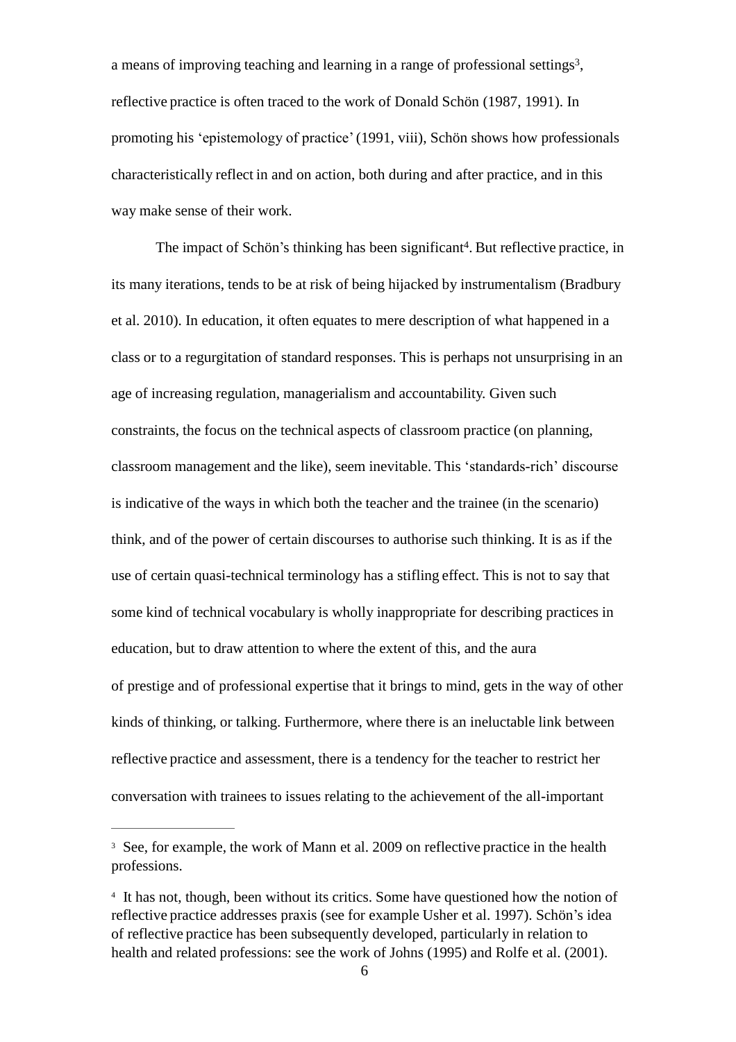a means of improving teaching and learning in a range of professional settings[3], reflective practice is often traced to the work of Donald Schön (1987, 1991). In promoting his 'epistemology of practice' (1991, viii), Schön shows how professionals characteristically reflect in and on action, both during and after practice, and in this way make sense of their work.

The impact of Schön's thinking has been significant[4]. But reflective practice, in its many iterations, tends to be at risk of being hijacked by instrumentalism (Bradbury et al. 2010). In education, it often equates to mere description of what happened in a class or to a regurgitation of standard responses. This is perhaps not unsurprising in an age of increasing regulation, managerialism and accountability. Given such constraints, the focus on the technical aspects of classroom practice (on planning, classroom management and the like), seem inevitable. This 'standards-rich' discourse is indicative of the ways in which both the teacher and the trainee (in the scenario) think, and of the power of certain discourses to authorise such thinking. It is as if the use of certain quasi-technical terminology has a stifling effect. This is not to say that some kind of technical vocabulary is wholly inappropriate for describing practices in education, but to draw attention to where the extent of this, and the aura of prestige and of professional expertise that it brings to mind, gets in the way of other kinds of thinking, or talking. Furthermore, where there is an ineluctable link between reflective practice and assessment, there is a tendency for the teacher to restrict her conversation with trainees to issues relating to the achievement of the all-important

---

[3] See, for example, the work of Mann et al. 2009 on reflective practice in the health professions.

[4] It has not, though, been without its critics. Some have questioned how the notion of reflective practice addresses praxis (see for example Usher et al. 1997). Schön's idea of reflective practice has been subsequently developed, particularly in relation to health and related professions: see the work of Johns (1995) and Rolfe et al. (2001).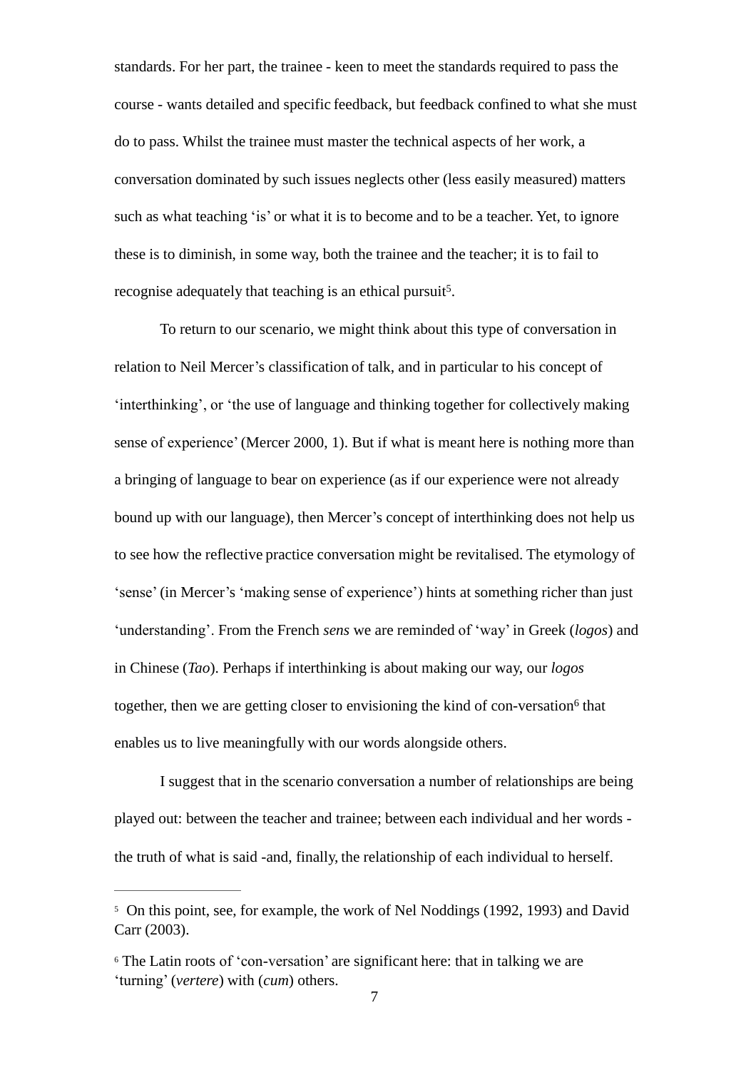standards. For her part, the trainee - keen to meet the standards required to pass the course - wants detailed and specific feedback, but feedback confined to what she must do to pass. Whilst the trainee must master the technical aspects of her work, a conversation dominated by such issues neglects other (less easily measured) matters such as what teaching 'is' or what it is to become and to be a teacher. Yet, to ignore these is to diminish, in some way, both the trainee and the teacher; it is to fail to recognise adequately that teaching is an ethical pursuit[5].

To return to our scenario, we might think about this type of conversation in relation to Neil Mercer's classification of talk, and in particular to his concept of 'interthinking', or 'the use of language and thinking together for collectively making sense of experience' (Mercer 2000, 1). But if what is meant here is nothing more than a bringing of language to bear on experience (as if our experience were not already bound up with our language), then Mercer's concept of interthinking does not help us to see how the reflective practice conversation might be revitalised. The etymology of 'sense' (in Mercer's 'making sense of experience') hints at something richer than just 'understanding'. From the French *sens* we are reminded of 'way' in Greek (*logos*) and in Chinese (*Tao*). Perhaps if interthinking is about making our way, our *logos* together, then we are getting closer to envisioning the kind of con-versation[6] that enables us to live meaningfully with our words alongside others.

I suggest that in the scenario conversation a number of relationships are being played out: between the teacher and trainee; between each individual and her words - the truth of what is said -and, finally, the relationship of each individual to herself.

---

[5] On this point, see, for example, the work of Nel Noddings (1992, 1993) and David Carr (2003).

[6] The Latin roots of 'con-versation' are significant here: that in talking we are 'turning' (*vertere*) with (*cum*) others.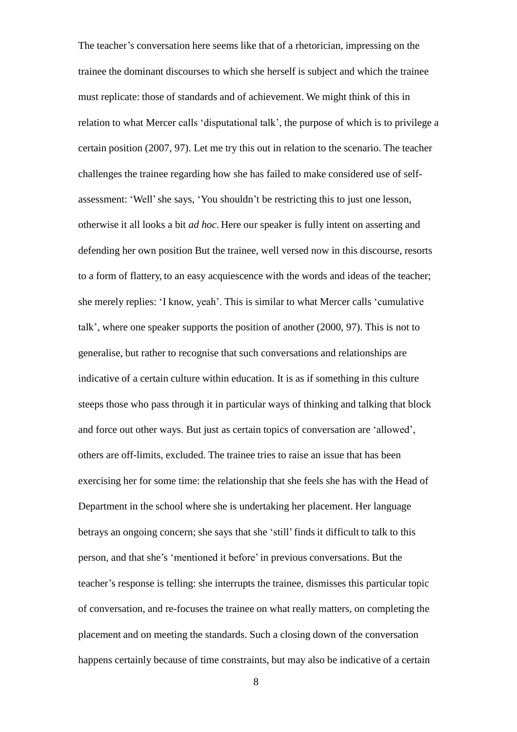The teacher's conversation here seems like that of a rhetorician, impressing on the trainee the dominant discourses to which she herself is subject and which the trainee must replicate: those of standards and of achievement. We might think of this in relation to what Mercer calls 'disputational talk', the purpose of which is to privilege a certain position (2007, 97). Let me try this out in relation to the scenario. The teacher challenges the trainee regarding how she has failed to make considered use of self-assessment: 'Well' she says, 'You shouldn't be restricting this to just one lesson, otherwise it all looks a bit *ad hoc*. Here our speaker is fully intent on asserting and defending her own position But the trainee, well versed now in this discourse, resorts to a form of flattery, to an easy acquiescence with the words and ideas of the teacher; she merely replies: 'I know, yeah'. This is similar to what Mercer calls 'cumulative talk', where one speaker supports the position of another (2000, 97). This is not to generalise, but rather to recognise that such conversations and relationships are indicative of a certain culture within education. It is as if something in this culture steeps those who pass through it in particular ways of thinking and talking that block and force out other ways. But just as certain topics of conversation are 'allowed', others are off-limits, excluded. The trainee tries to raise an issue that has been exercising her for some time: the relationship that she feels she has with the Head of Department in the school where she is undertaking her placement. Her language betrays an ongoing concern; she says that she 'still' finds it difficult to talk to this person, and that she's 'mentioned it before' in previous conversations. But the teacher's response is telling: she interrupts the trainee, dismisses this particular topic of conversation, and re-focuses the trainee on what really matters, on completing the placement and on meeting the standards. Such a closing down of the conversation happens certainly because of time constraints, but may also be indicative of a certain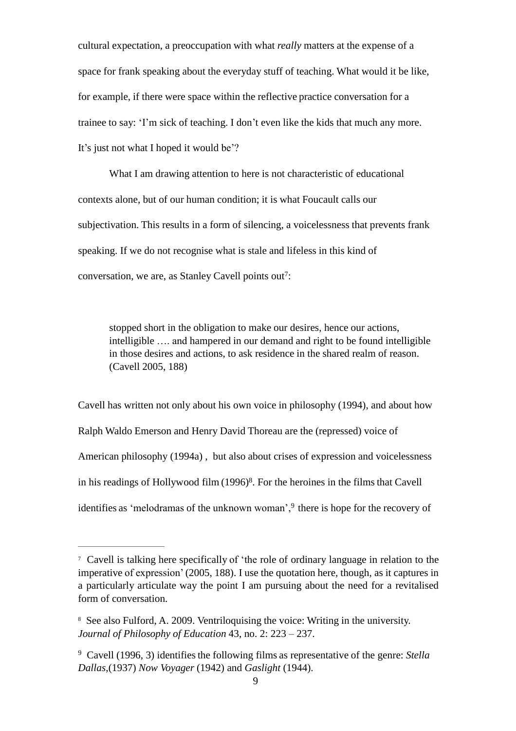cultural expectation, a preoccupation with what *really* matters at the expense of a space for frank speaking about the everyday stuff of teaching. What would it be like, for example, if there were space within the reflective practice conversation for a trainee to say: 'I'm sick of teaching. I don't even like the kids that much any more. It's just not what I hoped it would be'?

What I am drawing attention to here is not characteristic of educational contexts alone, but of our human condition; it is what Foucault calls our subjectivation. This results in a form of silencing, a voicelessness that prevents frank speaking. If we do not recognise what is stale and lifeless in this kind of conversation, we are, as Stanley Cavell points out[7]:

> stopped short in the obligation to make our desires, hence our actions, intelligible …. and hampered in our demand and right to be found intelligible in those desires and actions, to ask residence in the shared realm of reason. (Cavell 2005, 188)

Cavell has written not only about his own voice in philosophy (1994), and about how Ralph Waldo Emerson and Henry David Thoreau are the (repressed) voice of American philosophy (1994a) , but also about crises of expression and voicelessness in his readings of Hollywood film (1996)[8]. For the heroines in the films that Cavell identifies as 'melodramas of the unknown woman',[9] there is hope for the recovery of

---

[7] Cavell is talking here specifically of 'the role of ordinary language in relation to the imperative of expression' (2005, 188). I use the quotation here, though, as it captures in a particularly articulate way the point I am pursuing about the need for a revitalised form of conversation.

[8] See also Fulford, A. 2009. Ventriloquising the voice: Writing in the university. *Journal of Philosophy of Education* 43, no. 2: 223 – 237.

[9] Cavell (1996, 3) identifies the following films as representative of the genre: *Stella Dallas*,(1937) *Now Voyager* (1942) and *Gaslight* (1944).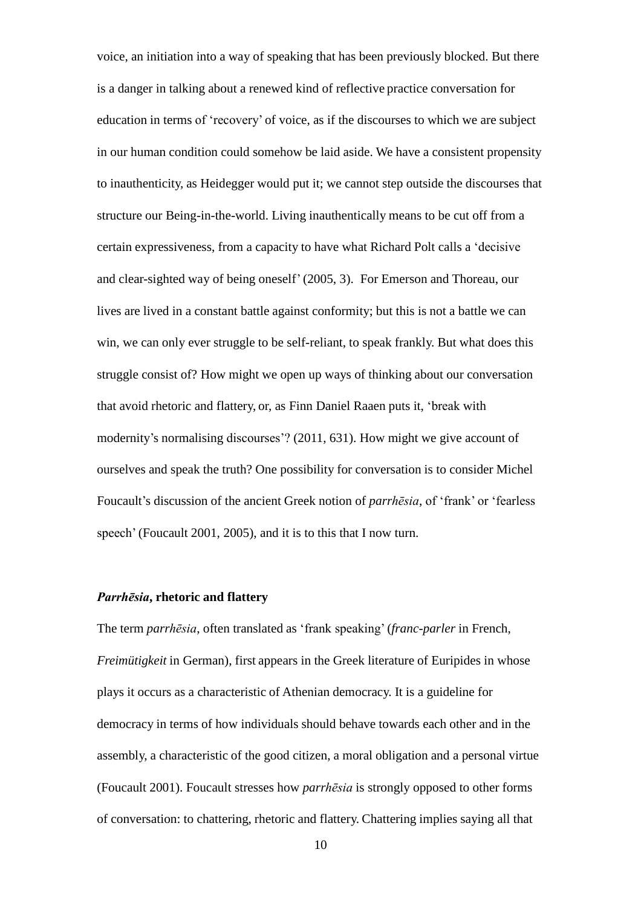voice, an initiation into a way of speaking that has been previously blocked. But there is a danger in talking about a renewed kind of reflective practice conversation for education in terms of 'recovery' of voice, as if the discourses to which we are subject in our human condition could somehow be laid aside. We have a consistent propensity to inauthenticity, as Heidegger would put it; we cannot step outside the discourses that structure our Being-in-the-world. Living inauthentically means to be cut off from a certain expressiveness, from a capacity to have what Richard Polt calls a 'decisive and clear-sighted way of being oneself' (2005, 3). For Emerson and Thoreau, our lives are lived in a constant battle against conformity; but this is not a battle we can win, we can only ever struggle to be self-reliant, to speak frankly. But what does this struggle consist of? How might we open up ways of thinking about our conversation that avoid rhetoric and flattery, or, as Finn Daniel Raaen puts it, 'break with modernity's normalising discourses'? (2011, 631). How might we give account of ourselves and speak the truth? One possibility for conversation is to consider Michel Foucault's discussion of the ancient Greek notion of *parrhēsia*, of 'frank' or 'fearless speech' (Foucault 2001, 2005), and it is to this that I now turn.

## ***Parrhēsia*, rhetoric and flattery**

The term *parrhēsia*, often translated as 'frank speaking' (*franc-parler* in French, *Freimütigkeit* in German), first appears in the Greek literature of Euripides in whose plays it occurs as a characteristic of Athenian democracy. It is a guideline for democracy in terms of how individuals should behave towards each other and in the assembly, a characteristic of the good citizen, a moral obligation and a personal virtue (Foucault 2001). Foucault stresses how *parrhēsia* is strongly opposed to other forms of conversation: to chattering, rhetoric and flattery. Chattering implies saying all that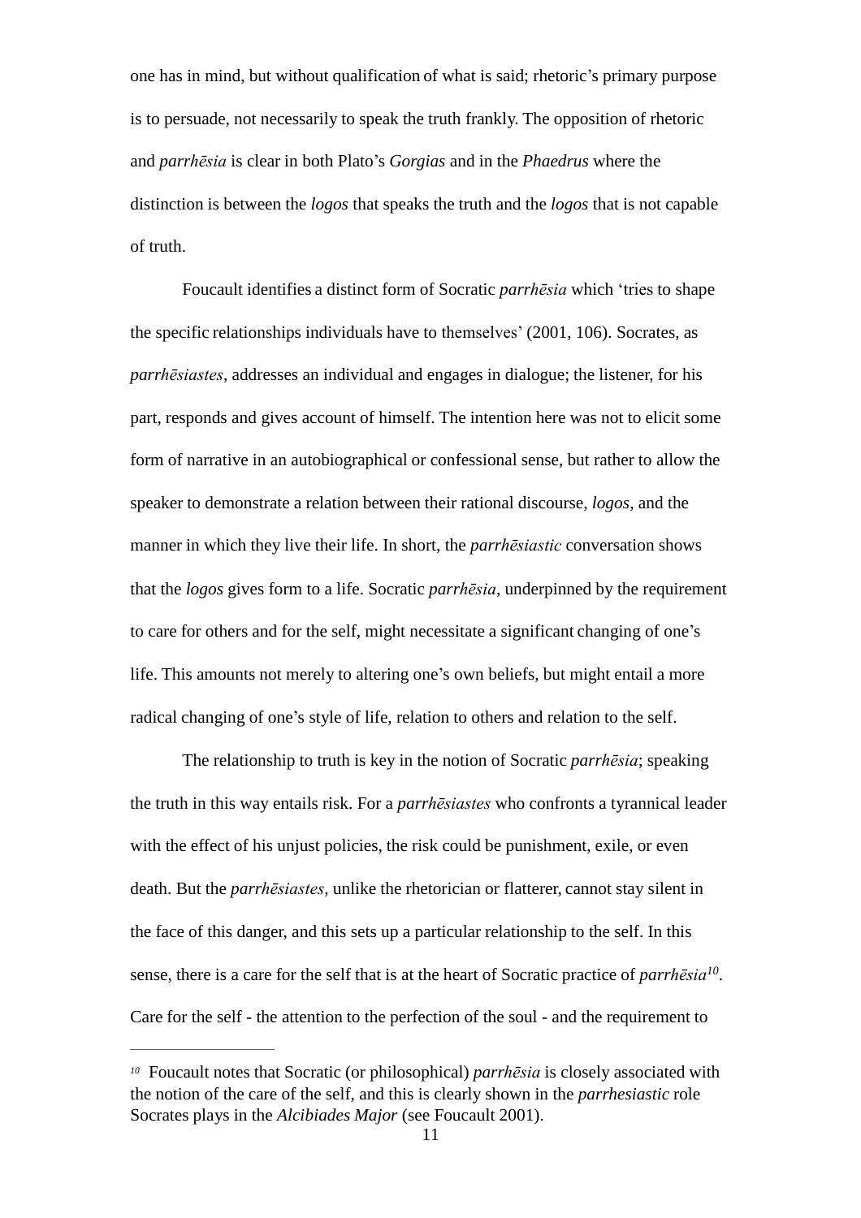one has in mind, but without qualification of what is said; rhetoric's primary purpose is to persuade, not necessarily to speak the truth frankly. The opposition of rhetoric and *parrhēsia* is clear in both Plato's *Gorgias* and in the *Phaedrus* where the distinction is between the *logos* that speaks the truth and the *logos* that is not capable of truth.

Foucault identifies a distinct form of Socratic *parrhēsia* which 'tries to shape the specific relationships individuals have to themselves' (2001, 106). Socrates, as *parrhēsiastes*, addresses an individual and engages in dialogue; the listener, for his part, responds and gives account of himself. The intention here was not to elicit some form of narrative in an autobiographical or confessional sense, but rather to allow the speaker to demonstrate a relation between their rational discourse, *logos*, and the manner in which they live their life. In short, the *parrhēsiastic* conversation shows that the *logos* gives form to a life. Socratic *parrhēsia*, underpinned by the requirement to care for others and for the self, might necessitate a significant changing of one's life. This amounts not merely to altering one's own beliefs, but might entail a more radical changing of one's style of life, relation to others and relation to the self.

The relationship to truth is key in the notion of Socratic *parrhēsia*; speaking the truth in this way entails risk. For a *parrhēsiastes* who confronts a tyrannical leader with the effect of his unjust policies, the risk could be punishment, exile, or even death. But the *parrhēsiastes*, unlike the rhetorician or flatterer, cannot stay silent in the face of this danger, and this sets up a particular relationship to the self. In this sense, there is a care for the self that is at the heart of Socratic practice of *parrhēsia*[10]. Care for the self - the attention to the perfection of the soul - and the requirement to

---

[10] Foucault notes that Socratic (or philosophical) *parrhēsia* is closely associated with the notion of the care of the self, and this is clearly shown in the *parrhesiastic* role Socrates plays in the *Alcibiades Major* (see Foucault 2001).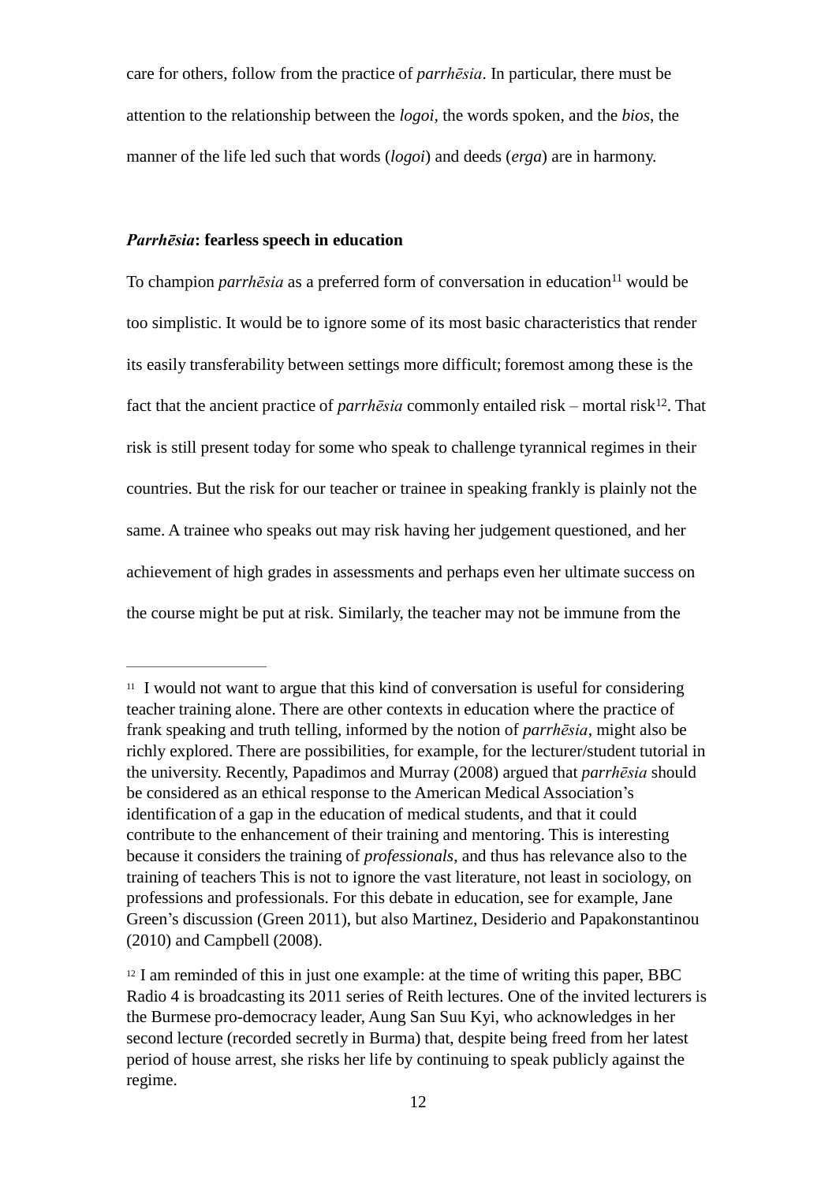care for others, follow from the practice of *parrhēsia*. In particular, there must be attention to the relationship between the *logoi*, the words spoken, and the *bios*, the manner of the life led such that words (*logoi*) and deeds (*erga*) are in harmony.

### ***Parrhēsia*: fearless speech in education**

To champion *parrhēsia* as a preferred form of conversation in education[11] would be too simplistic. It would be to ignore some of its most basic characteristics that render its easily transferability between settings more difficult; foremost among these is the fact that the ancient practice of *parrhēsia* commonly entailed risk – mortal risk[12]. That risk is still present today for some who speak to challenge tyrannical regimes in their countries. But the risk for our teacher or trainee in speaking frankly is plainly not the same. A trainee who speaks out may risk having her judgement questioned, and her achievement of high grades in assessments and perhaps even her ultimate success on the course might be put at risk. Similarly, the teacher may not be immune from the

---

[11] I would not want to argue that this kind of conversation is useful for considering teacher training alone. There are other contexts in education where the practice of frank speaking and truth telling, informed by the notion of *parrhēsia*, might also be richly explored. There are possibilities, for example, for the lecturer/student tutorial in the university. Recently, Papadimos and Murray (2008) argued that *parrhēsia* should be considered as an ethical response to the American Medical Association's identification of a gap in the education of medical students, and that it could contribute to the enhancement of their training and mentoring. This is interesting because it considers the training of *professionals*, and thus has relevance also to the training of teachers This is not to ignore the vast literature, not least in sociology, on professions and professionals. For this debate in education, see for example, Jane Green's discussion (Green 2011), but also Martinez, Desiderio and Papakonstantinou (2010) and Campbell (2008).

[12] I am reminded of this in just one example: at the time of writing this paper, BBC Radio 4 is broadcasting its 2011 series of Reith lectures. One of the invited lecturers is the Burmese pro-democracy leader, Aung San Suu Kyi, who acknowledges in her second lecture (recorded secretly in Burma) that, despite being freed from her latest period of house arrest, she risks her life by continuing to speak publicly against the regime.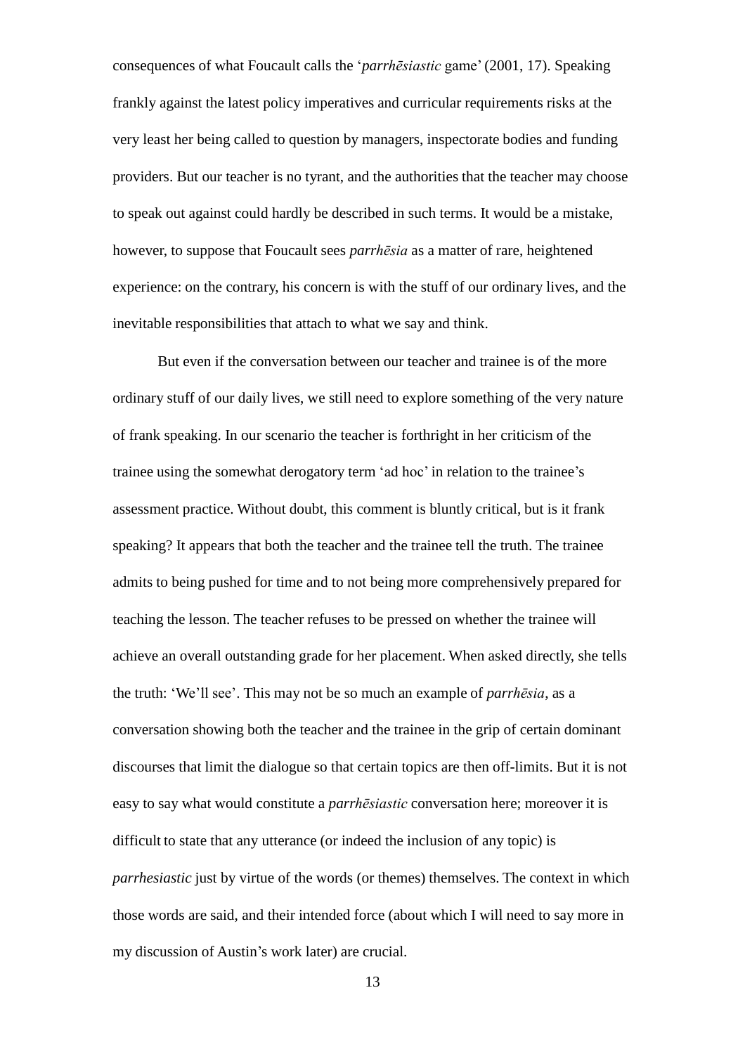consequences of what Foucault calls the '*parrhēsiastic* game' (2001, 17). Speaking frankly against the latest policy imperatives and curricular requirements risks at the very least her being called to question by managers, inspectorate bodies and funding providers. But our teacher is no tyrant, and the authorities that the teacher may choose to speak out against could hardly be described in such terms. It would be a mistake, however, to suppose that Foucault sees *parrhēsia* as a matter of rare, heightened experience: on the contrary, his concern is with the stuff of our ordinary lives, and the inevitable responsibilities that attach to what we say and think.

But even if the conversation between our teacher and trainee is of the more ordinary stuff of our daily lives, we still need to explore something of the very nature of frank speaking. In our scenario the teacher is forthright in her criticism of the trainee using the somewhat derogatory term 'ad hoc' in relation to the trainee's assessment practice. Without doubt, this comment is bluntly critical, but is it frank speaking? It appears that both the teacher and the trainee tell the truth. The trainee admits to being pushed for time and to not being more comprehensively prepared for teaching the lesson. The teacher refuses to be pressed on whether the trainee will achieve an overall outstanding grade for her placement. When asked directly, she tells the truth: 'We'll see'. This may not be so much an example of *parrhēsia*, as a conversation showing both the teacher and the trainee in the grip of certain dominant discourses that limit the dialogue so that certain topics are then off-limits. But it is not easy to say what would constitute a *parrhēsiastic* conversation here; moreover it is difficult to state that any utterance (or indeed the inclusion of any topic) is *parrhesiastic* just by virtue of the words (or themes) themselves. The context in which those words are said, and their intended force (about which I will need to say more in my discussion of Austin's work later) are crucial.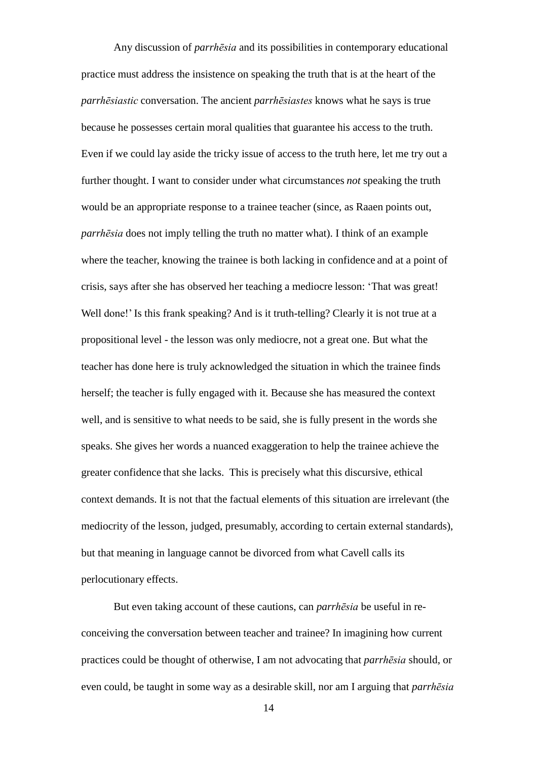Any discussion of *parrhēsia* and its possibilities in contemporary educational practice must address the insistence on speaking the truth that is at the heart of the *parrhēsiastic* conversation. The ancient *parrhēsiastes* knows what he says is true because he possesses certain moral qualities that guarantee his access to the truth. Even if we could lay aside the tricky issue of access to the truth here, let me try out a further thought. I want to consider under what circumstances *not* speaking the truth would be an appropriate response to a trainee teacher (since, as Raaen points out, *parrhēsia* does not imply telling the truth no matter what). I think of an example where the teacher, knowing the trainee is both lacking in confidence and at a point of crisis, says after she has observed her teaching a mediocre lesson: 'That was great! Well done!' Is this frank speaking? And is it truth-telling? Clearly it is not true at a propositional level - the lesson was only mediocre, not a great one. But what the teacher has done here is truly acknowledged the situation in which the trainee finds herself; the teacher is fully engaged with it. Because she has measured the context well, and is sensitive to what needs to be said, she is fully present in the words she speaks. She gives her words a nuanced exaggeration to help the trainee achieve the greater confidence that she lacks. This is precisely what this discursive, ethical context demands. It is not that the factual elements of this situation are irrelevant (the mediocrity of the lesson, judged, presumably, according to certain external standards), but that meaning in language cannot be divorced from what Cavell calls its perlocutionary effects.

But even taking account of these cautions, can *parrhēsia* be useful in re-conceiving the conversation between teacher and trainee? In imagining how current practices could be thought of otherwise, I am not advocating that *parrhēsia* should, or even could, be taught in some way as a desirable skill, nor am I arguing that *parrhēsia*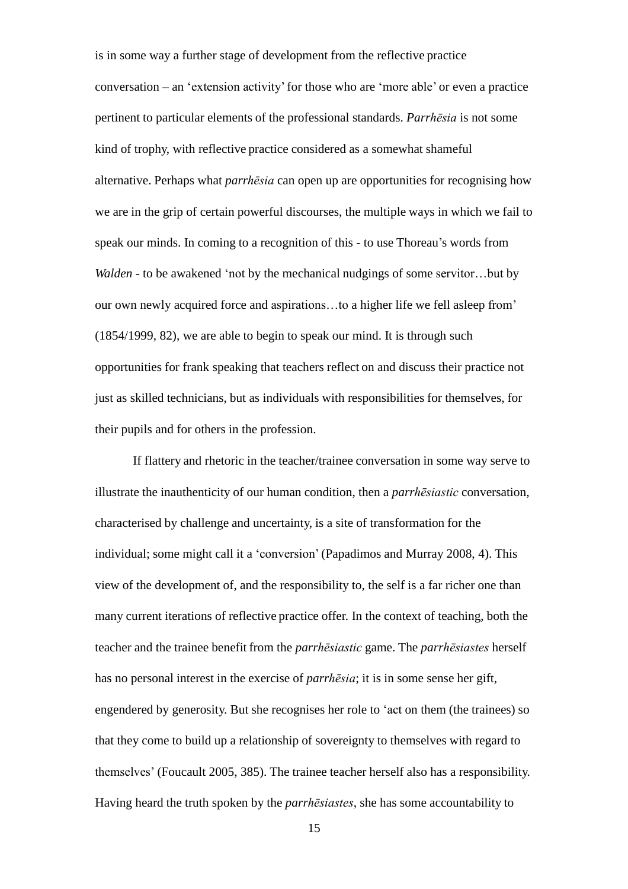is in some way a further stage of development from the reflective practice conversation – an 'extension activity' for those who are 'more able' or even a practice pertinent to particular elements of the professional standards. *Parrhēsia* is not some kind of trophy, with reflective practice considered as a somewhat shameful alternative. Perhaps what *parrhēsia* can open up are opportunities for recognising how we are in the grip of certain powerful discourses, the multiple ways in which we fail to speak our minds. In coming to a recognition of this - to use Thoreau's words from *Walden* - to be awakened 'not by the mechanical nudgings of some servitor…but by our own newly acquired force and aspirations…to a higher life we fell asleep from' (1854/1999, 82), we are able to begin to speak our mind. It is through such opportunities for frank speaking that teachers reflect on and discuss their practice not just as skilled technicians, but as individuals with responsibilities for themselves, for their pupils and for others in the profession.

If flattery and rhetoric in the teacher/trainee conversation in some way serve to illustrate the inauthenticity of our human condition, then a *parrhēsiastic* conversation, characterised by challenge and uncertainty, is a site of transformation for the individual; some might call it a 'conversion' (Papadimos and Murray 2008, 4). This view of the development of, and the responsibility to, the self is a far richer one than many current iterations of reflective practice offer. In the context of teaching, both the teacher and the trainee benefit from the *parrhēsiastic* game. The *parrhēsiastes* herself has no personal interest in the exercise of *parrhēsia*; it is in some sense her gift, engendered by generosity. But she recognises her role to 'act on them (the trainees) so that they come to build up a relationship of sovereignty to themselves with regard to themselves' (Foucault 2005, 385). The trainee teacher herself also has a responsibility. Having heard the truth spoken by the *parrhēsiastes*, she has some accountability to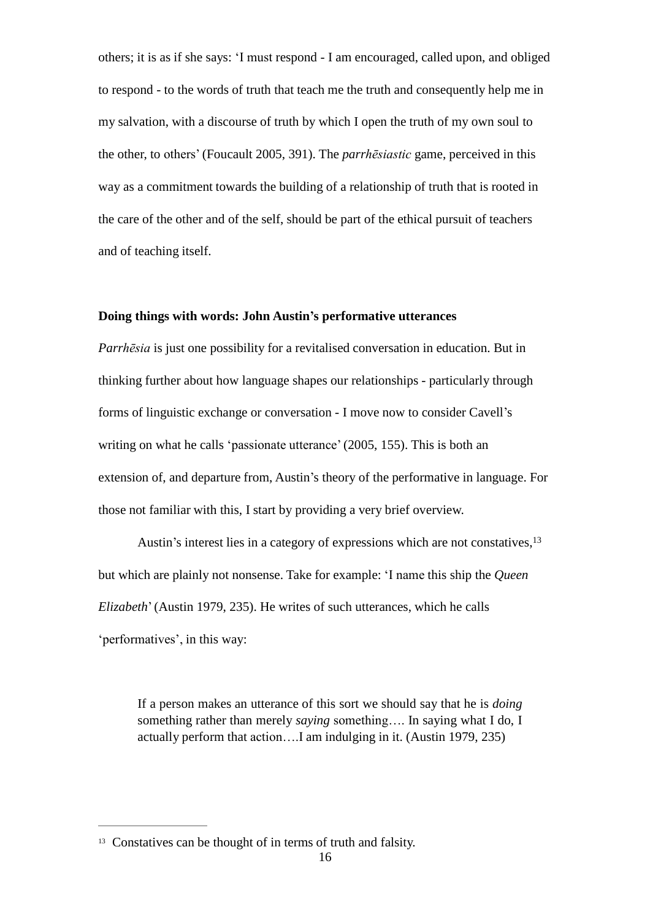others; it is as if she says: 'I must respond - I am encouraged, called upon, and obliged to respond - to the words of truth that teach me the truth and consequently help me in my salvation, with a discourse of truth by which I open the truth of my own soul to the other, to others' (Foucault 2005, 391). The *parrhēsiastic* game, perceived in this way as a commitment towards the building of a relationship of truth that is rooted in the care of the other and of the self, should be part of the ethical pursuit of teachers and of teaching itself.

**Doing things with words: John Austin's performative utterances**

*Parrhēsia* is just one possibility for a revitalised conversation in education. But in thinking further about how language shapes our relationships - particularly through forms of linguistic exchange or conversation - I move now to consider Cavell's writing on what he calls 'passionate utterance' (2005, 155). This is both an extension of, and departure from, Austin's theory of the performative in language. For those not familiar with this, I start by providing a very brief overview.

Austin's interest lies in a category of expressions which are not constatives,[13] but which are plainly not nonsense. Take for example: 'I name this ship the *Queen Elizabeth*' (Austin 1979, 235). He writes of such utterances, which he calls 'performatives', in this way:

> If a person makes an utterance of this sort we should say that he is *doing* something rather than merely *saying* something…. In saying what I do, I actually perform that action….I am indulging in it. (Austin 1979, 235)

[13] Constatives can be thought of in terms of truth and falsity.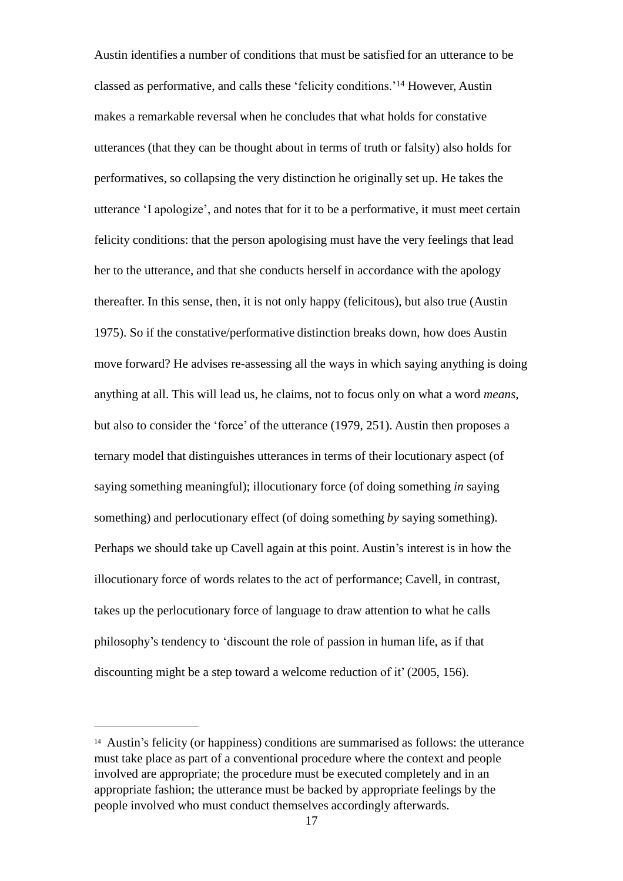Austin identifies a number of conditions that must be satisfied for an utterance to be classed as performative, and calls these 'felicity conditions.'[14] However, Austin makes a remarkable reversal when he concludes that what holds for constative utterances (that they can be thought about in terms of truth or falsity) also holds for performatives, so collapsing the very distinction he originally set up. He takes the utterance 'I apologize', and notes that for it to be a performative, it must meet certain felicity conditions: that the person apologising must have the very feelings that lead her to the utterance, and that she conducts herself in accordance with the apology thereafter. In this sense, then, it is not only happy (felicitous), but also true (Austin 1975). So if the constative/performative distinction breaks down, how does Austin move forward? He advises re-assessing all the ways in which saying anything is doing anything at all. This will lead us, he claims, not to focus only on what a word *means*, but also to consider the 'force' of the utterance (1979, 251). Austin then proposes a ternary model that distinguishes utterances in terms of their locutionary aspect (of saying something meaningful); illocutionary force (of doing something *in* saying something) and perlocutionary effect (of doing something *by* saying something). Perhaps we should take up Cavell again at this point. Austin's interest is in how the illocutionary force of words relates to the act of performance; Cavell, in contrast, takes up the perlocutionary force of language to draw attention to what he calls philosophy's tendency to 'discount the role of passion in human life, as if that discounting might be a step toward a welcome reduction of it' (2005, 156).

---

[14] Austin's felicity (or happiness) conditions are summarised as follows: the utterance must take place as part of a conventional procedure where the context and people involved are appropriate; the procedure must be executed completely and in an appropriate fashion; the utterance must be backed by appropriate feelings by the people involved who must conduct themselves accordingly afterwards.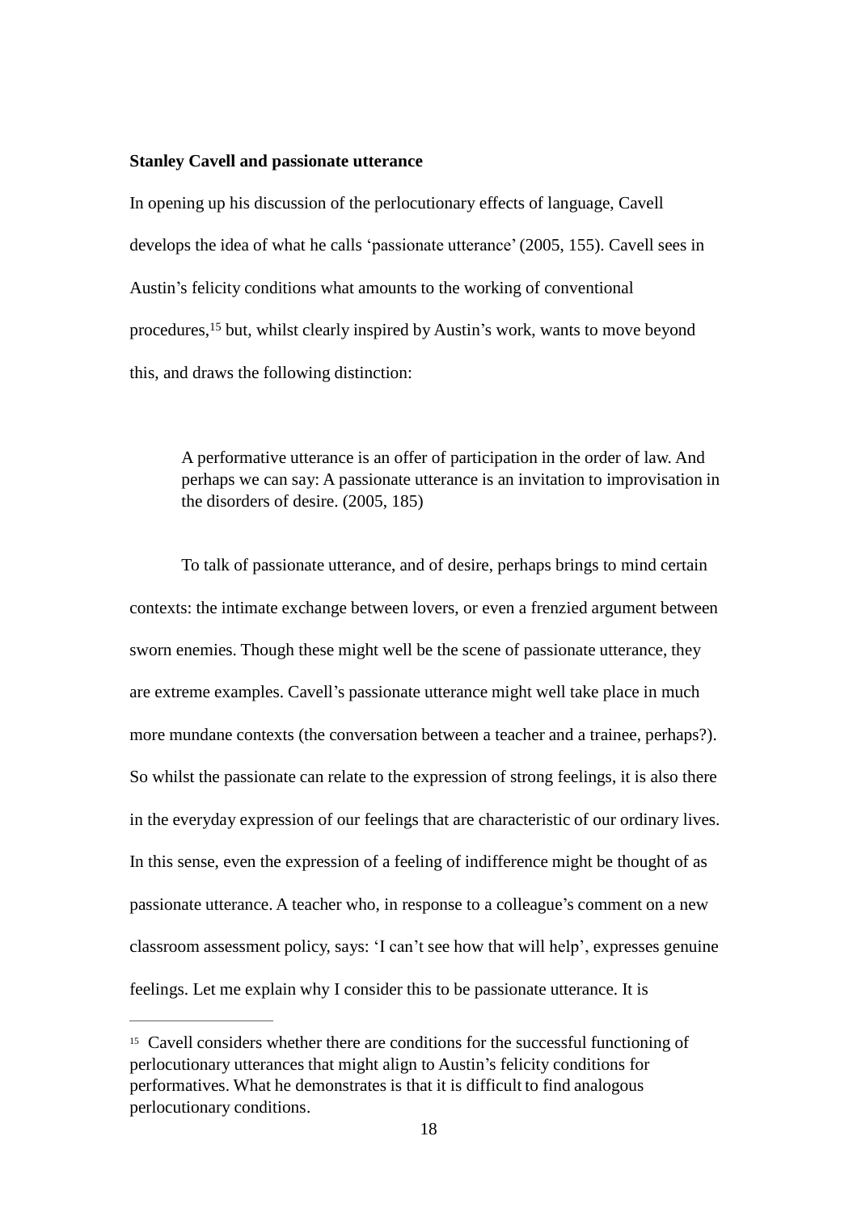**Stanley Cavell and passionate utterance**

In opening up his discussion of the perlocutionary effects of language, Cavell develops the idea of what he calls 'passionate utterance' (2005, 155). Cavell sees in Austin's felicity conditions what amounts to the working of conventional procedures,[15] but, whilst clearly inspired by Austin's work, wants to move beyond this, and draws the following distinction:

> A performative utterance is an offer of participation in the order of law. And perhaps we can say: A passionate utterance is an invitation to improvisation in the disorders of desire. (2005, 185)

To talk of passionate utterance, and of desire, perhaps brings to mind certain contexts: the intimate exchange between lovers, or even a frenzied argument between sworn enemies. Though these might well be the scene of passionate utterance, they are extreme examples. Cavell's passionate utterance might well take place in much more mundane contexts (the conversation between a teacher and a trainee, perhaps?). So whilst the passionate can relate to the expression of strong feelings, it is also there in the everyday expression of our feelings that are characteristic of our ordinary lives. In this sense, even the expression of a feeling of indifference might be thought of as passionate utterance. A teacher who, in response to a colleague's comment on a new classroom assessment policy, says: 'I can't see how that will help', expresses genuine feelings. Let me explain why I consider this to be passionate utterance. It is

[15] Cavell considers whether there are conditions for the successful functioning of perlocutionary utterances that might align to Austin's felicity conditions for performatives. What he demonstrates is that it is difficult to find analogous perlocutionary conditions.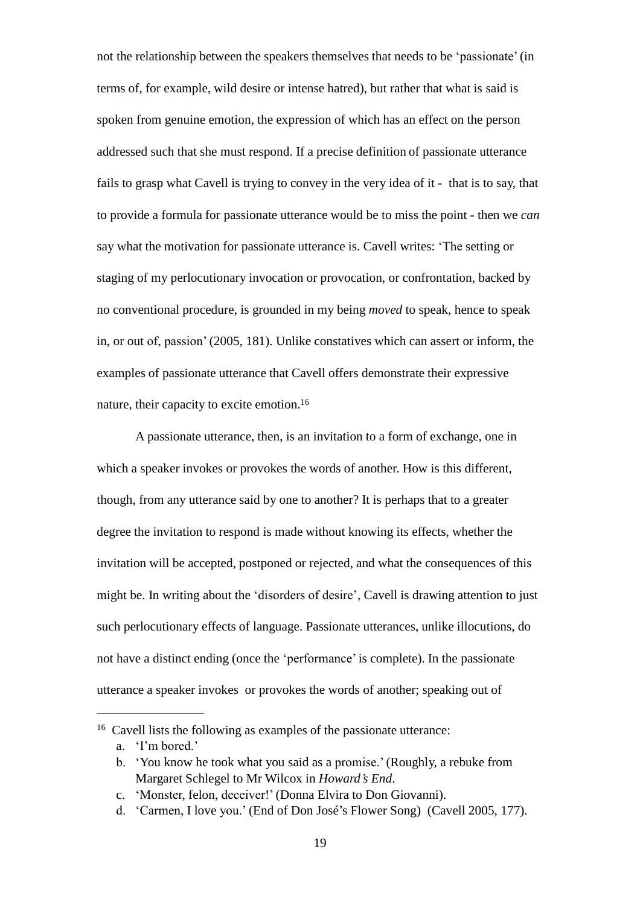not the relationship between the speakers themselves that needs to be 'passionate' (in terms of, for example, wild desire or intense hatred), but rather that what is said is spoken from genuine emotion, the expression of which has an effect on the person addressed such that she must respond. If a precise definition of passionate utterance fails to grasp what Cavell is trying to convey in the very idea of it - that is to say, that to provide a formula for passionate utterance would be to miss the point - then we *can* say what the motivation for passionate utterance is. Cavell writes: 'The setting or staging of my perlocutionary invocation or provocation, or confrontation, backed by no conventional procedure, is grounded in my being *moved* to speak, hence to speak in, or out of, passion' (2005, 181). Unlike constatives which can assert or inform, the examples of passionate utterance that Cavell offers demonstrate their expressive nature, their capacity to excite emotion.[16]

A passionate utterance, then, is an invitation to a form of exchange, one in which a speaker invokes or provokes the words of another. How is this different, though, from any utterance said by one to another? It is perhaps that to a greater degree the invitation to respond is made without knowing its effects, whether the invitation will be accepted, postponed or rejected, and what the consequences of this might be. In writing about the 'disorders of desire', Cavell is drawing attention to just such perlocutionary effects of language. Passionate utterances, unlike illocutions, do not have a distinct ending (once the 'performance' is complete). In the passionate utterance a speaker invokes or provokes the words of another; speaking out of

---

[16] Cavell lists the following as examples of the passionate utterance:

a. 'I'm bored.'
b. 'You know he took what you said as a promise.' (Roughly, a rebuke from Margaret Schlegel to Mr Wilcox in *Howard's End*.
c. 'Monster, felon, deceiver!' (Donna Elvira to Don Giovanni).
d. 'Carmen, I love you.' (End of Don José's Flower Song) (Cavell 2005, 177).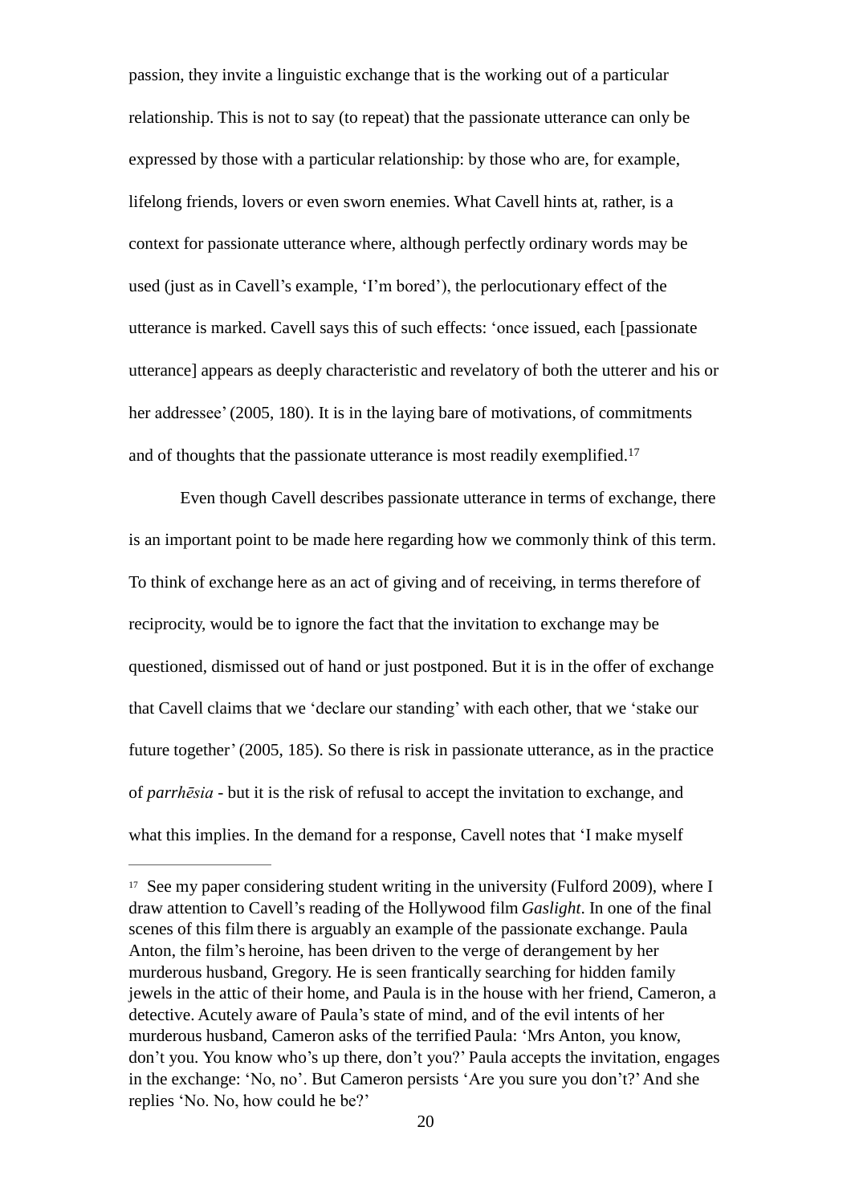passion, they invite a linguistic exchange that is the working out of a particular relationship. This is not to say (to repeat) that the passionate utterance can only be expressed by those with a particular relationship: by those who are, for example, lifelong friends, lovers or even sworn enemies. What Cavell hints at, rather, is a context for passionate utterance where, although perfectly ordinary words may be used (just as in Cavell's example, 'I'm bored'), the perlocutionary effect of the utterance is marked. Cavell says this of such effects: 'once issued, each [passionate utterance] appears as deeply characteristic and revelatory of both the utterer and his or her addressee' (2005, 180). It is in the laying bare of motivations, of commitments and of thoughts that the passionate utterance is most readily exemplified.[17]

Even though Cavell describes passionate utterance in terms of exchange, there is an important point to be made here regarding how we commonly think of this term. To think of exchange here as an act of giving and of receiving, in terms therefore of reciprocity, would be to ignore the fact that the invitation to exchange may be questioned, dismissed out of hand or just postponed. But it is in the offer of exchange that Cavell claims that we 'declare our standing' with each other, that we 'stake our future together' (2005, 185). So there is risk in passionate utterance, as in the practice of *parrhēsia* - but it is the risk of refusal to accept the invitation to exchange, and what this implies. In the demand for a response, Cavell notes that 'I make myself

---

[17] See my paper considering student writing in the university (Fulford 2009), where I draw attention to Cavell's reading of the Hollywood film *Gaslight*. In one of the final scenes of this film there is arguably an example of the passionate exchange. Paula Anton, the film's heroine, has been driven to the verge of derangement by her murderous husband, Gregory. He is seen frantically searching for hidden family jewels in the attic of their home, and Paula is in the house with her friend, Cameron, a detective. Acutely aware of Paula's state of mind, and of the evil intents of her murderous husband, Cameron asks of the terrified Paula: 'Mrs Anton, you know, don't you. You know who's up there, don't you?' Paula accepts the invitation, engages in the exchange: 'No, no'. But Cameron persists 'Are you sure you don't?' And she replies 'No. No, how could he be?'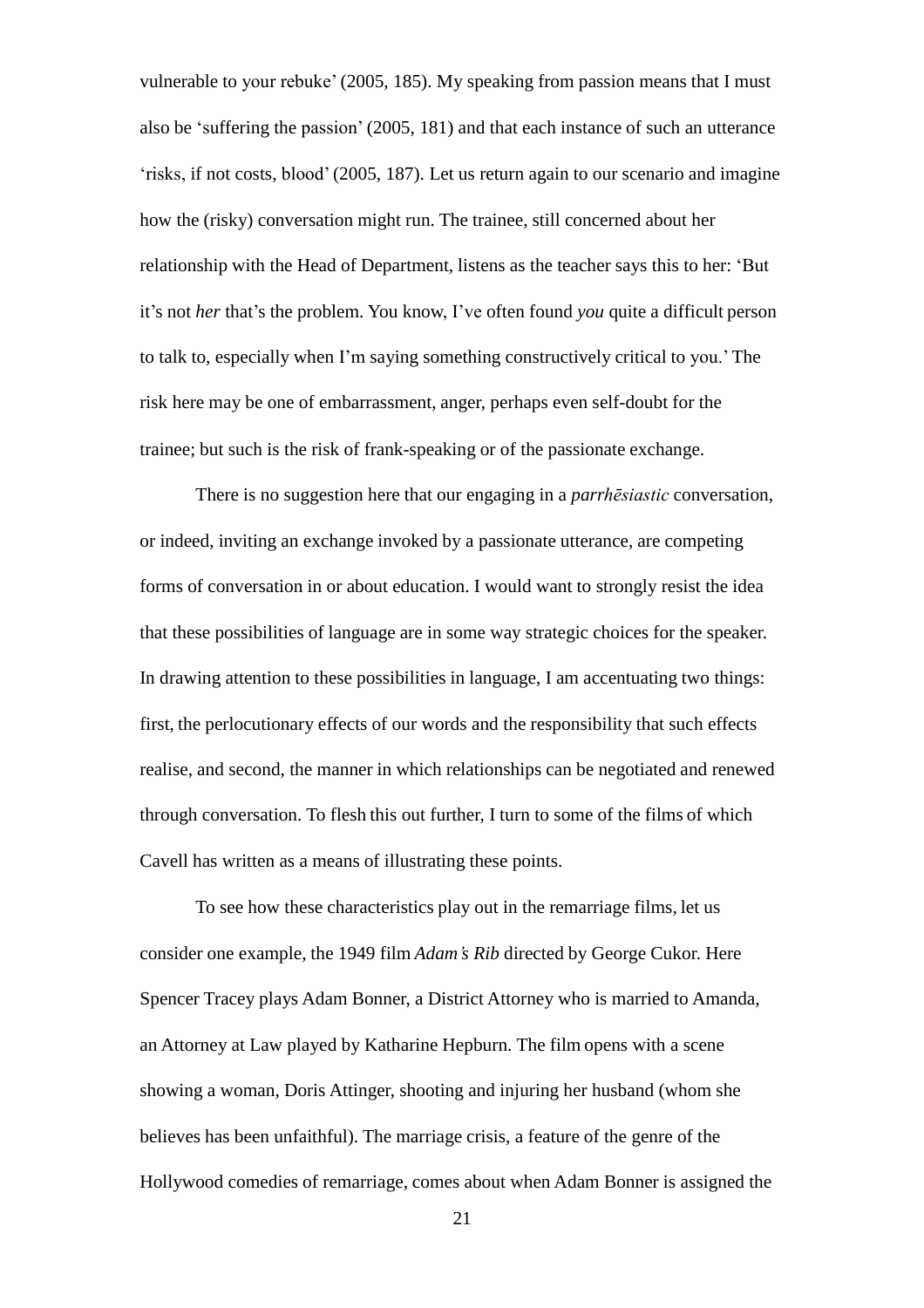vulnerable to your rebuke' (2005, 185). My speaking from passion means that I must also be 'suffering the passion' (2005, 181) and that each instance of such an utterance 'risks, if not costs, blood' (2005, 187). Let us return again to our scenario and imagine how the (risky) conversation might run. The trainee, still concerned about her relationship with the Head of Department, listens as the teacher says this to her: 'But it's not *her* that's the problem. You know, I've often found *you* quite a difficult person to talk to, especially when I'm saying something constructively critical to you.' The risk here may be one of embarrassment, anger, perhaps even self-doubt for the trainee; but such is the risk of frank-speaking or of the passionate exchange.

There is no suggestion here that our engaging in a *parrhēsiastic* conversation, or indeed, inviting an exchange invoked by a passionate utterance, are competing forms of conversation in or about education. I would want to strongly resist the idea that these possibilities of language are in some way strategic choices for the speaker. In drawing attention to these possibilities in language, I am accentuating two things: first, the perlocutionary effects of our words and the responsibility that such effects realise, and second, the manner in which relationships can be negotiated and renewed through conversation. To flesh this out further, I turn to some of the films of which Cavell has written as a means of illustrating these points.

To see how these characteristics play out in the remarriage films, let us consider one example, the 1949 film *Adam's Rib* directed by George Cukor. Here Spencer Tracey plays Adam Bonner, a District Attorney who is married to Amanda, an Attorney at Law played by Katharine Hepburn. The film opens with a scene showing a woman, Doris Attinger, shooting and injuring her husband (whom she believes has been unfaithful). The marriage crisis, a feature of the genre of the Hollywood comedies of remarriage, comes about when Adam Bonner is assigned the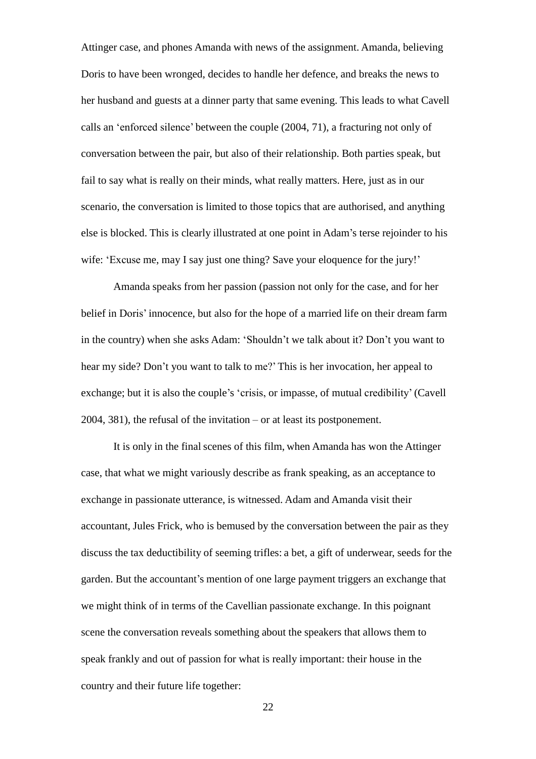Attinger case, and phones Amanda with news of the assignment. Amanda, believing Doris to have been wronged, decides to handle her defence, and breaks the news to her husband and guests at a dinner party that same evening. This leads to what Cavell calls an 'enforced silence' between the couple (2004, 71), a fracturing not only of conversation between the pair, but also of their relationship. Both parties speak, but fail to say what is really on their minds, what really matters. Here, just as in our scenario, the conversation is limited to those topics that are authorised, and anything else is blocked. This is clearly illustrated at one point in Adam's terse rejoinder to his wife: 'Excuse me, may I say just one thing? Save your eloquence for the jury!'

Amanda speaks from her passion (passion not only for the case, and for her belief in Doris' innocence, but also for the hope of a married life on their dream farm in the country) when she asks Adam: 'Shouldn't we talk about it? Don't you want to hear my side? Don't you want to talk to me?' This is her invocation, her appeal to exchange; but it is also the couple's 'crisis, or impasse, of mutual credibility' (Cavell 2004, 381), the refusal of the invitation – or at least its postponement.

It is only in the final scenes of this film, when Amanda has won the Attinger case, that what we might variously describe as frank speaking, as an acceptance to exchange in passionate utterance, is witnessed. Adam and Amanda visit their accountant, Jules Frick, who is bemused by the conversation between the pair as they discuss the tax deductibility of seeming trifles: a bet, a gift of underwear, seeds for the garden. But the accountant's mention of one large payment triggers an exchange that we might think of in terms of the Cavellian passionate exchange. In this poignant scene the conversation reveals something about the speakers that allows them to speak frankly and out of passion for what is really important: their house in the country and their future life together: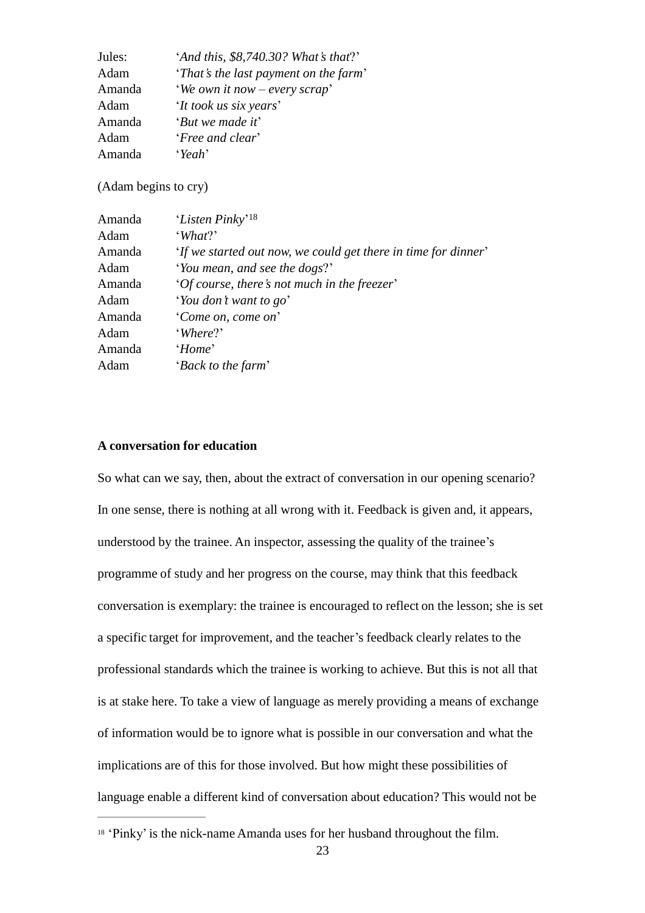Jules: '*And this, $8,740.30? What's that*?'
Adam '*That's the last payment on the farm*'
Amanda '*We own it now – every scrap*'
Adam '*It took us six years*'
Amanda '*But we made it*'
Adam '*Free and clear*'
Amanda '*Yeah*'

(Adam begins to cry)

Amanda '*Listen Pinky*'[18]
Adam '*What*?'
Amanda '*If we started out now, we could get there in time for dinner*'
Adam '*You mean, and see the dogs*?'
Amanda '*Of course, there's not much in the freezer*'
Adam '*You don't want to go*'
Amanda '*Come on, come on*'
Adam '*Where*?'
Amanda '*Home*'
Adam '*Back to the farm*'

**A conversation for education**

So what can we say, then, about the extract of conversation in our opening scenario? In one sense, there is nothing at all wrong with it. Feedback is given and, it appears, understood by the trainee. An inspector, assessing the quality of the trainee's programme of study and her progress on the course, may think that this feedback conversation is exemplary: the trainee is encouraged to reflect on the lesson; she is set a specific target for improvement, and the teacher's feedback clearly relates to the professional standards which the trainee is working to achieve. But this is not all that is at stake here. To take a view of language as merely providing a means of exchange of information would be to ignore what is possible in our conversation and what the implications are of this for those involved. But how might these possibilities of language enable a different kind of conversation about education? This would not be

[18] 'Pinky' is the nick-name Amanda uses for her husband throughout the film.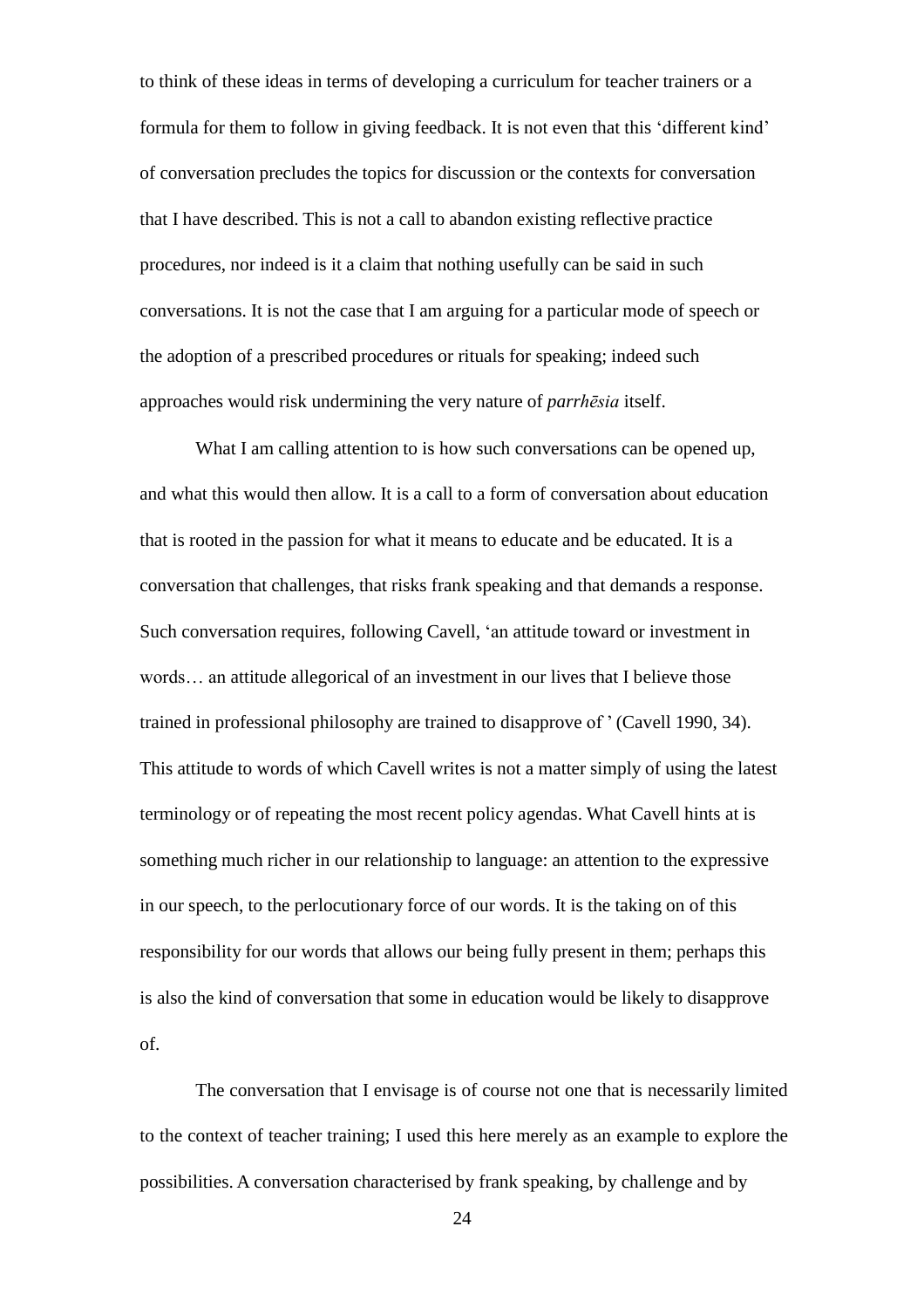to think of these ideas in terms of developing a curriculum for teacher trainers or a formula for them to follow in giving feedback. It is not even that this 'different kind' of conversation precludes the topics for discussion or the contexts for conversation that I have described. This is not a call to abandon existing reflective practice procedures, nor indeed is it a claim that nothing usefully can be said in such conversations. It is not the case that I am arguing for a particular mode of speech or the adoption of a prescribed procedures or rituals for speaking; indeed such approaches would risk undermining the very nature of *parrhēsia* itself.

What I am calling attention to is how such conversations can be opened up, and what this would then allow. It is a call to a form of conversation about education that is rooted in the passion for what it means to educate and be educated. It is a conversation that challenges, that risks frank speaking and that demands a response. Such conversation requires, following Cavell, 'an attitude toward or investment in words… an attitude allegorical of an investment in our lives that I believe those trained in professional philosophy are trained to disapprove of ' (Cavell 1990, 34). This attitude to words of which Cavell writes is not a matter simply of using the latest terminology or of repeating the most recent policy agendas. What Cavell hints at is something much richer in our relationship to language: an attention to the expressive in our speech, to the perlocutionary force of our words. It is the taking on of this responsibility for our words that allows our being fully present in them; perhaps this is also the kind of conversation that some in education would be likely to disapprove of.

The conversation that I envisage is of course not one that is necessarily limited to the context of teacher training; I used this here merely as an example to explore the possibilities. A conversation characterised by frank speaking, by challenge and by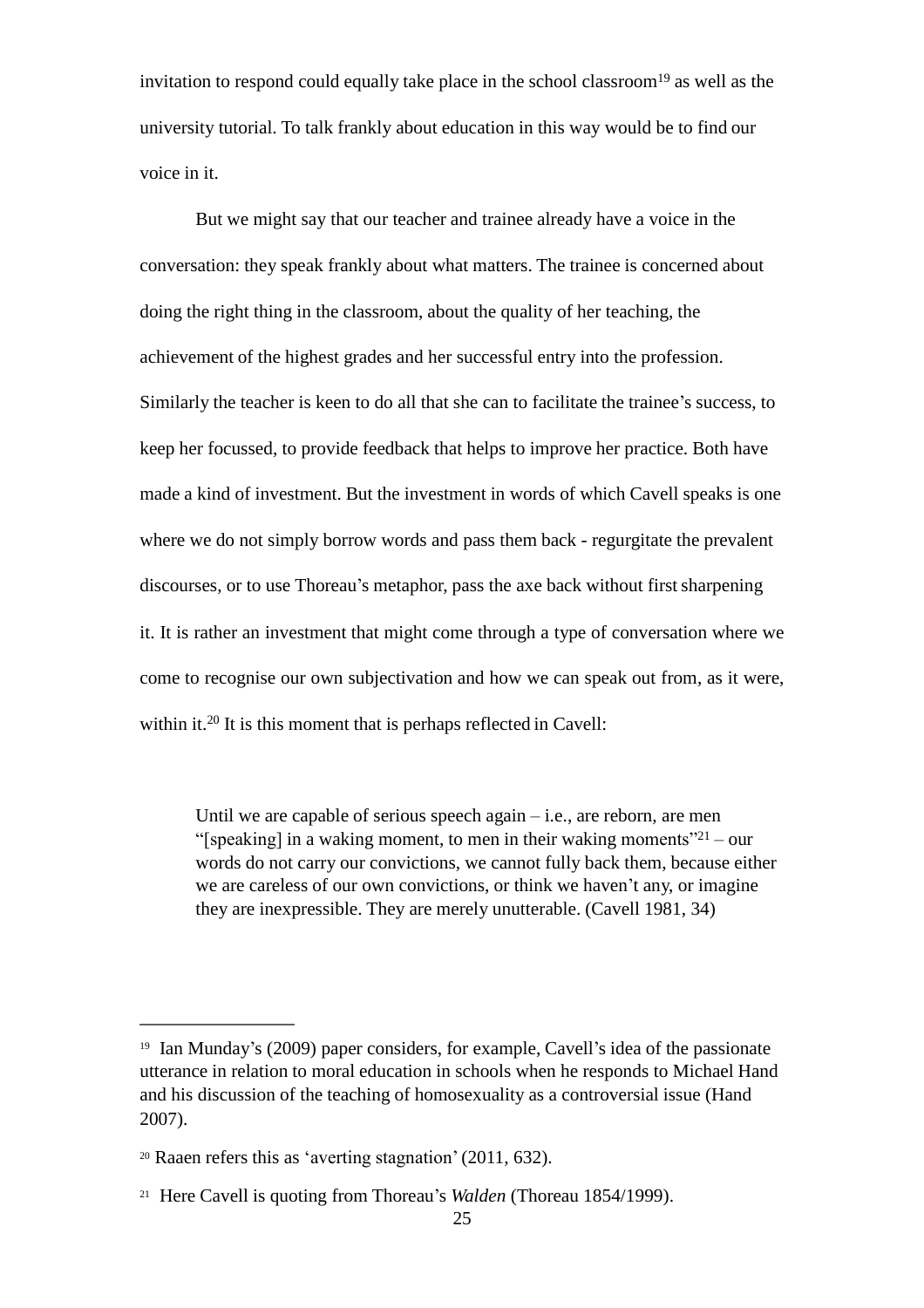invitation to respond could equally take place in the school classroom[19] as well as the university tutorial. To talk frankly about education in this way would be to find our voice in it.

But we might say that our teacher and trainee already have a voice in the conversation: they speak frankly about what matters. The trainee is concerned about doing the right thing in the classroom, about the quality of her teaching, the achievement of the highest grades and her successful entry into the profession. Similarly the teacher is keen to do all that she can to facilitate the trainee's success, to keep her focussed, to provide feedback that helps to improve her practice. Both have made a kind of investment. But the investment in words of which Cavell speaks is one where we do not simply borrow words and pass them back - regurgitate the prevalent discourses, or to use Thoreau's metaphor, pass the axe back without first sharpening it. It is rather an investment that might come through a type of conversation where we come to recognise our own subjectivation and how we can speak out from, as it were, within it.[20] It is this moment that is perhaps reflected in Cavell:

> Until we are capable of serious speech again – i.e., are reborn, are men "[speaking] in a waking moment, to men in their waking moments"[21] – our words do not carry our convictions, we cannot fully back them, because either we are careless of our own convictions, or think we haven't any, or imagine they are inexpressible. They are merely unutterable. (Cavell 1981, 34)

---

[19] Ian Munday's (2009) paper considers, for example, Cavell's idea of the passionate utterance in relation to moral education in schools when he responds to Michael Hand and his discussion of the teaching of homosexuality as a controversial issue (Hand 2007).

[20] Raaen refers this as 'averting stagnation' (2011, 632).

[21] Here Cavell is quoting from Thoreau's *Walden* (Thoreau 1854/1999).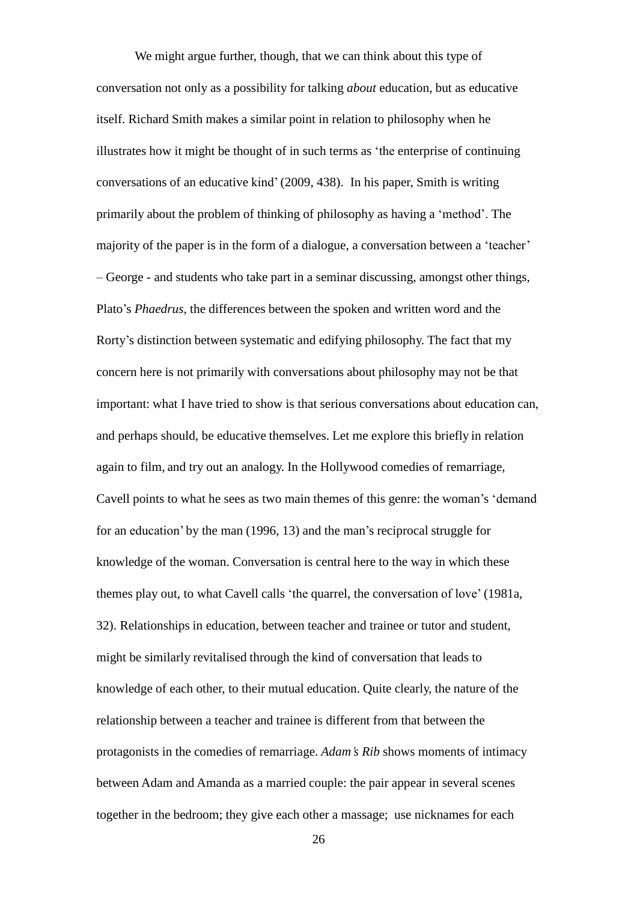We might argue further, though, that we can think about this type of conversation not only as a possibility for talking *about* education, but as educative itself. Richard Smith makes a similar point in relation to philosophy when he illustrates how it might be thought of in such terms as 'the enterprise of continuing conversations of an educative kind' (2009, 438). In his paper, Smith is writing primarily about the problem of thinking of philosophy as having a 'method'. The majority of the paper is in the form of a dialogue, a conversation between a 'teacher' – George - and students who take part in a seminar discussing, amongst other things, Plato's *Phaedrus*, the differences between the spoken and written word and the Rorty's distinction between systematic and edifying philosophy. The fact that my concern here is not primarily with conversations about philosophy may not be that important: what I have tried to show is that serious conversations about education can, and perhaps should, be educative themselves. Let me explore this briefly in relation again to film, and try out an analogy. In the Hollywood comedies of remarriage, Cavell points to what he sees as two main themes of this genre: the woman's 'demand for an education' by the man (1996, 13) and the man's reciprocal struggle for knowledge of the woman. Conversation is central here to the way in which these themes play out, to what Cavell calls 'the quarrel, the conversation of love' (1981a, 32). Relationships in education, between teacher and trainee or tutor and student, might be similarly revitalised through the kind of conversation that leads to knowledge of each other, to their mutual education. Quite clearly, the nature of the relationship between a teacher and trainee is different from that between the protagonists in the comedies of remarriage. *Adam's Rib* shows moments of intimacy between Adam and Amanda as a married couple: the pair appear in several scenes together in the bedroom; they give each other a massage; use nicknames for each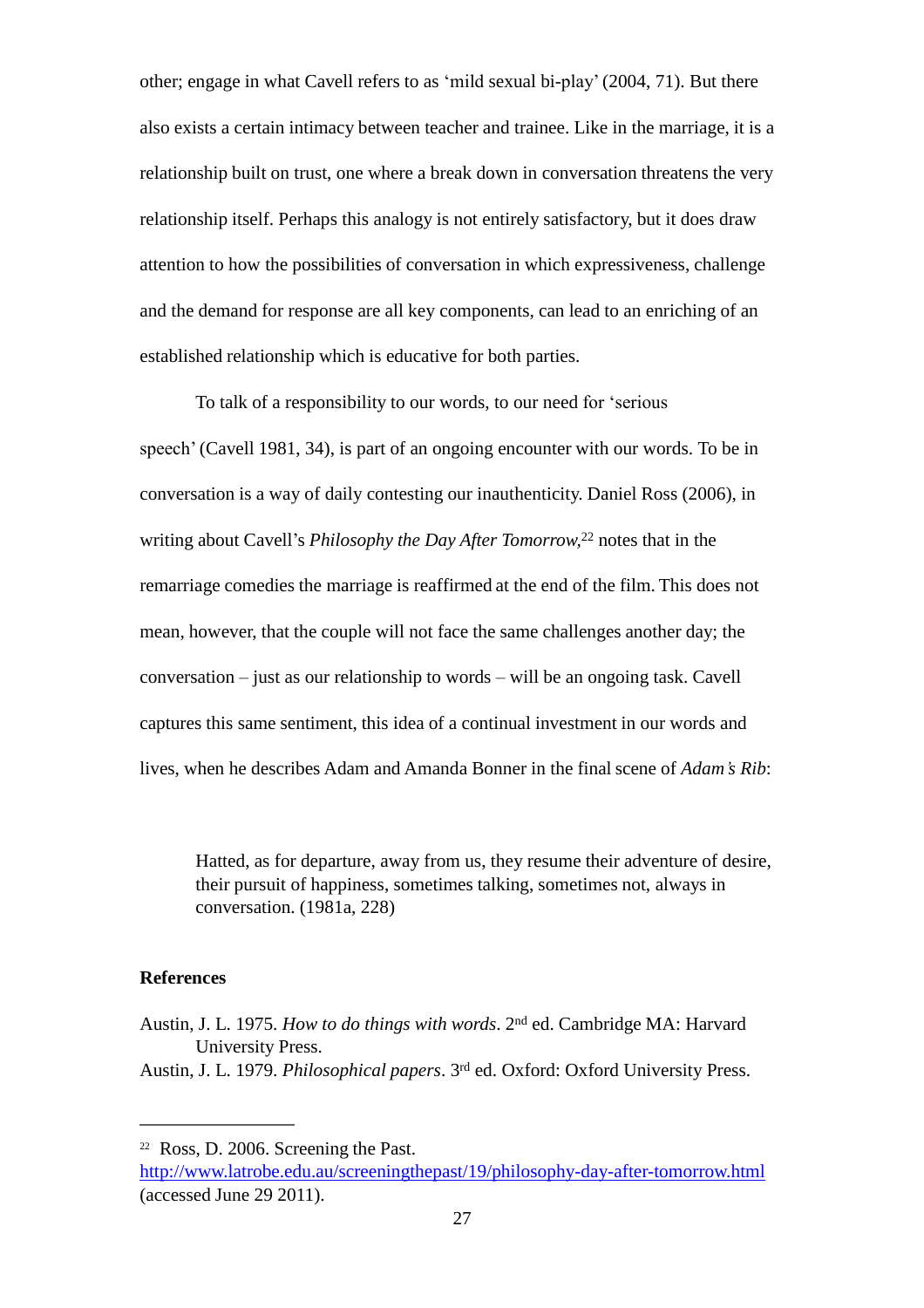other; engage in what Cavell refers to as 'mild sexual bi-play' (2004, 71). But there also exists a certain intimacy between teacher and trainee. Like in the marriage, it is a relationship built on trust, one where a break down in conversation threatens the very relationship itself. Perhaps this analogy is not entirely satisfactory, but it does draw attention to how the possibilities of conversation in which expressiveness, challenge and the demand for response are all key components, can lead to an enriching of an established relationship which is educative for both parties.

To talk of a responsibility to our words, to our need for 'serious speech' (Cavell 1981, 34), is part of an ongoing encounter with our words. To be in conversation is a way of daily contesting our inauthenticity. Daniel Ross (2006), in writing about Cavell's *Philosophy the Day After Tomorrow*,[22] notes that in the remarriage comedies the marriage is reaffirmed at the end of the film. This does not mean, however, that the couple will not face the same challenges another day; the conversation – just as our relationship to words – will be an ongoing task. Cavell captures this same sentiment, this idea of a continual investment in our words and lives, when he describes Adam and Amanda Bonner in the final scene of *Adam's Rib*:

> Hatted, as for departure, away from us, they resume their adventure of desire, their pursuit of happiness, sometimes talking, sometimes not, always in conversation. (1981a, 228)

**References**

Austin, J. L. 1975. *How to do things with words*. 2nd ed. Cambridge MA: Harvard University Press.

Austin, J. L. 1979. *Philosophical papers*. 3rd ed. Oxford: Oxford University Press.

---

[22] Ross, D. 2006. Screening the Past. http://www.latrobe.edu.au/screeningthepast/19/philosophy-day-after-tomorrow.html (accessed June 29 2011).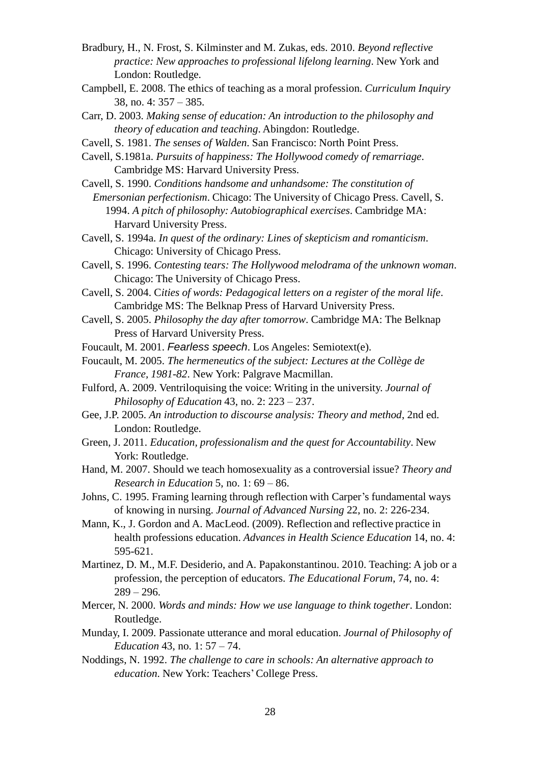Bradbury, H., N. Frost, S. Kilminster and M. Zukas, eds. 2010. *Beyond reflective practice: New approaches to professional lifelong learning*. New York and London: Routledge.

Campbell, E. 2008. The ethics of teaching as a moral profession. *Curriculum Inquiry* 38, no. 4: 357 – 385.

Carr, D. 2003. *Making sense of education: An introduction to the philosophy and theory of education and teaching*. Abingdon: Routledge.

Cavell, S. 1981. *The senses of Walden*. San Francisco: North Point Press.

Cavell, S.1981a. *Pursuits of happiness: The Hollywood comedy of remarriage*. Cambridge MS: Harvard University Press.

Cavell, S. 1990. *Conditions handsome and unhandsome: The constitution of Emersonian perfectionism*. Chicago: The University of Chicago Press.

Cavell, S. 1994. *A pitch of philosophy: Autobiographical exercises*. Cambridge MA: Harvard University Press.

Cavell, S. 1994a. *In quest of the ordinary: Lines of skepticism and romanticism*. Chicago: University of Chicago Press.

Cavell, S. 1996. *Contesting tears: The Hollywood melodrama of the unknown woman*. Chicago: The University of Chicago Press.

Cavell, S. 2004. C*ities of words: Pedagogical letters on a register of the moral life*. Cambridge MS: The Belknap Press of Harvard University Press.

Cavell, S. 2005. *Philosophy the day after tomorrow*. Cambridge MA: The Belknap Press of Harvard University Press.

Foucault, M. 2001. *Fearless speech*. Los Angeles: Semiotext(e).

Foucault, M. 2005. *The hermeneutics of the subject: Lectures at the Collège de France, 1981-82*. New York: Palgrave Macmillan.

Fulford, A. 2009. Ventriloquising the voice: Writing in the university. *Journal of Philosophy of Education* 43, no. 2: 223 – 237.

Gee, J.P. 2005. *An introduction to discourse analysis: Theory and method*, 2nd ed. London: Routledge.

Green, J. 2011. *Education, professionalism and the quest for Accountability*. New York: Routledge.

Hand, M. 2007. Should we teach homosexuality as a controversial issue? *Theory and Research in Education* 5, no. 1: 69 – 86.

Johns, C. 1995. Framing learning through reflection with Carper's fundamental ways of knowing in nursing. *Journal of Advanced Nursing* 22, no. 2: 226-234.

Mann, K., J. Gordon and A. MacLeod. (2009). Reflection and reflective practice in health professions education. *Advances in Health Science Education* 14, no. 4: 595-621.

Martinez, D. M., M.F. Desiderio, and A. Papakonstantinou. 2010. Teaching: A job or a profession, the perception of educators. *The Educational Forum*, 74, no. 4: 289 – 296.

Mercer, N. 2000. *Words and minds: How we use language to think together*. London: Routledge.

Munday, I. 2009. Passionate utterance and moral education. *Journal of Philosophy of Education* 43, no. 1: 57 – 74.

Noddings, N. 1992. *The challenge to care in schools: An alternative approach to education*. New York: Teachers' College Press.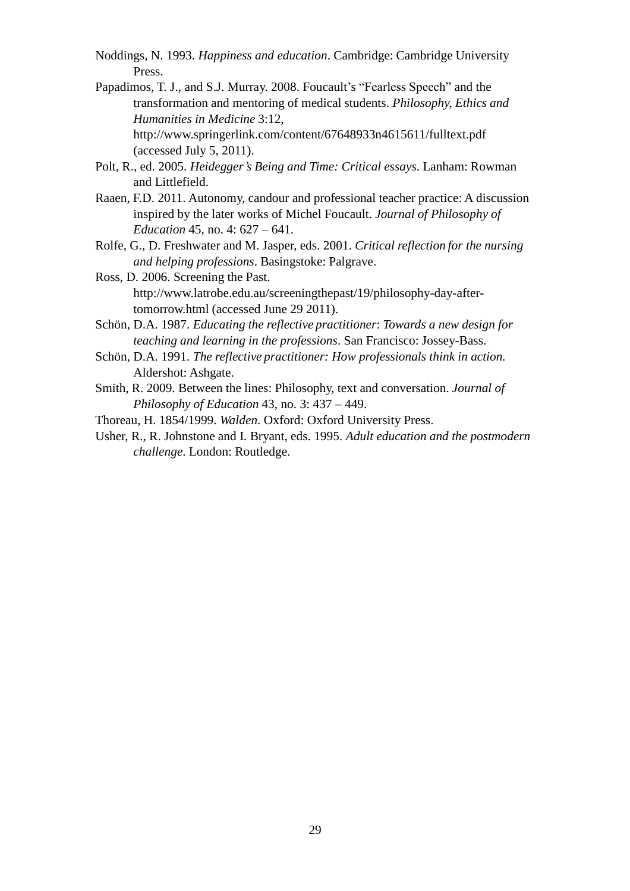Noddings, N. 1993. *Happiness and education*. Cambridge: Cambridge University Press.

Papadimos, T. J., and S.J. Murray. 2008. Foucault's "Fearless Speech" and the transformation and mentoring of medical students. *Philosophy, Ethics and Humanities in Medicine* 3:12, http://www.springerlink.com/content/67648933n4615611/fulltext.pdf (accessed July 5, 2011).

Polt, R., ed. 2005. *Heidegger's Being and Time: Critical essays*. Lanham: Rowman and Littlefield.

Raaen, F.D. 2011. Autonomy, candour and professional teacher practice: A discussion inspired by the later works of Michel Foucault. *Journal of Philosophy of Education* 45, no. 4: 627 – 641.

Rolfe, G., D. Freshwater and M. Jasper, eds. 2001. *Critical reflection for the nursing and helping professions*. Basingstoke: Palgrave.

Ross, D. 2006. Screening the Past. http://www.latrobe.edu.au/screeningthepast/19/philosophy-day-after-tomorrow.html (accessed June 29 2011).

Schön, D.A. 1987. *Educating the reflective practitioner*: *Towards a new design for teaching and learning in the professions*. San Francisco: Jossey-Bass.

Schön, D.A. 1991. *The reflective practitioner: How professionals think in action.* Aldershot: Ashgate.

Smith, R. 2009. Between the lines: Philosophy, text and conversation. *Journal of Philosophy of Education* 43, no. 3: 437 – 449.

Thoreau, H. 1854/1999. *Walden*. Oxford: Oxford University Press.

Usher, R., R. Johnstone and I. Bryant, eds. 1995. *Adult education and the postmodern challenge*. London: Routledge.